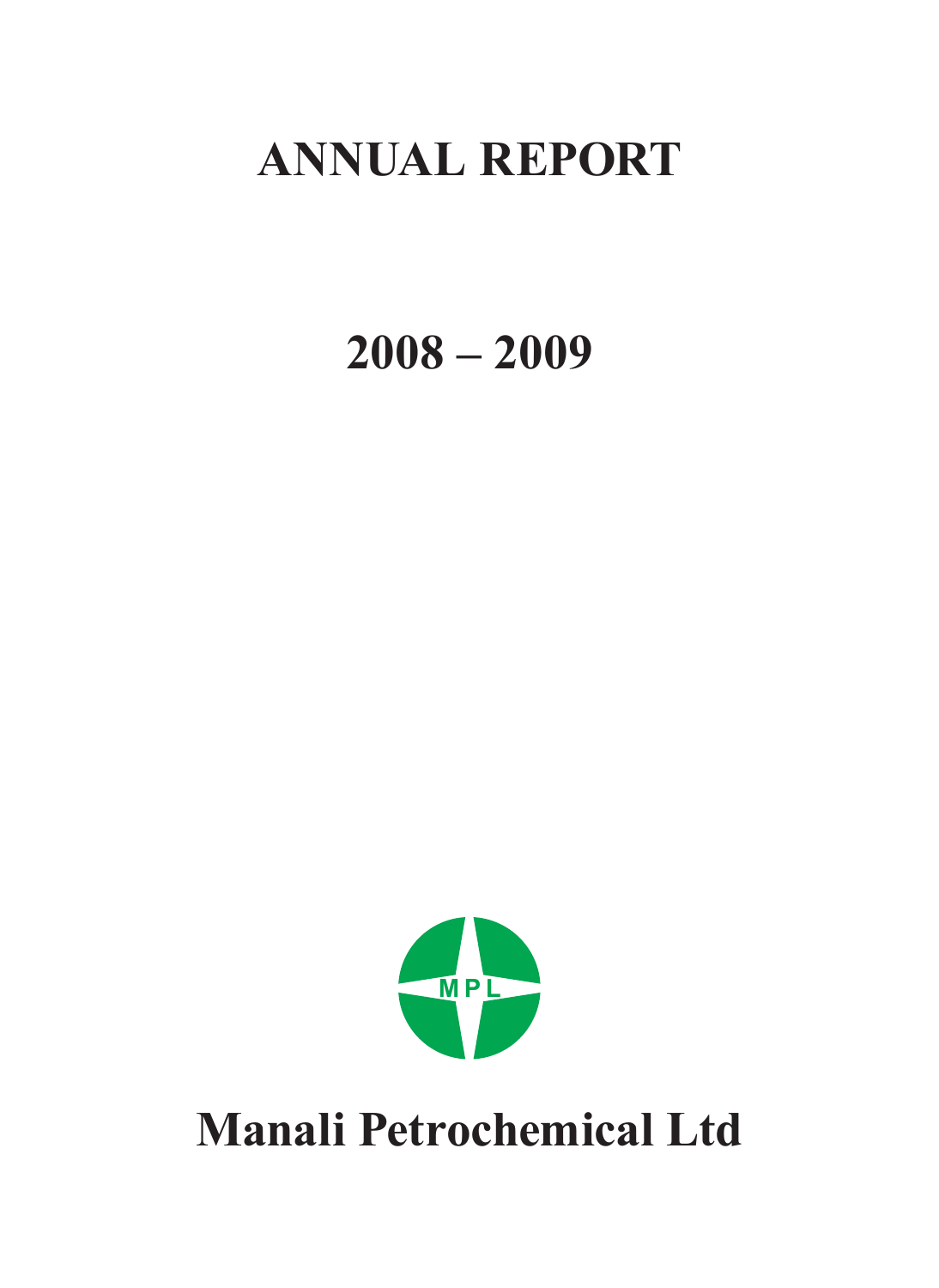# ANNUAL REPORT

# 2008 – 2009

MPL

# Manali Petrochemical Ltd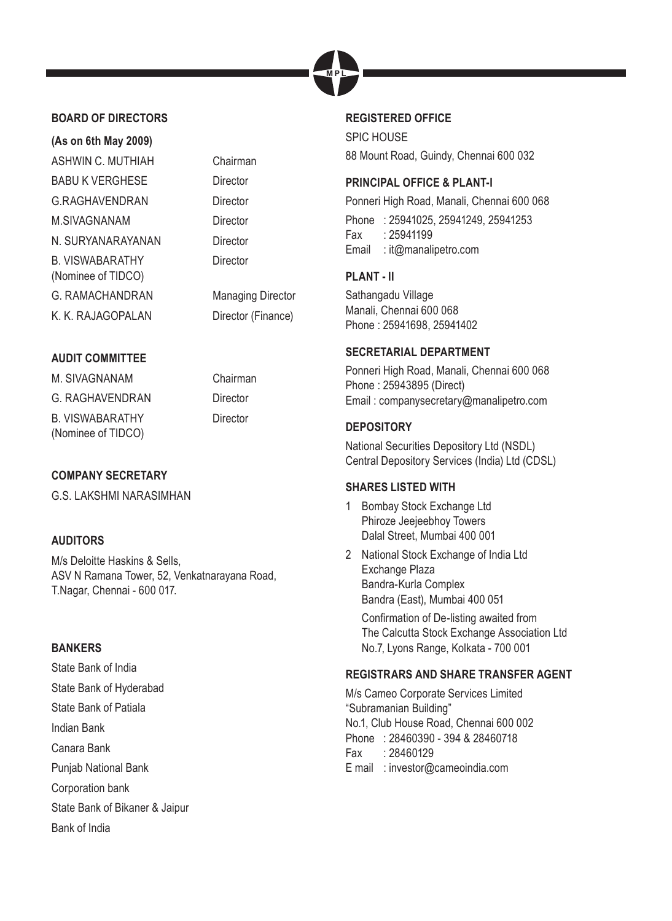## BOARD OF DIRECTORS

**(As on 6th May 2009)**

| | |
|---|---|
| ASHWIN C. MUTHIAH | Chairman |
| BABU K VERGHESE | Director |
| G.RAGHAVENDRAN | Director |
| M.SIVAGNANAM | Director |
| N. SURYANARAYANAN | Director |
| B. VISWABARATHY (Nominee of TIDCO) | Director |
| G. RAMACHANDRAN | Managing Director |
| K. K. RAJAGOPALAN | Director (Finance) |

## AUDIT COMMITTEE

| | |
|---|---|
| M. SIVAGNANAM | Chairman |
| G. RAGHAVENDRAN | Director |
| B. VISWABARATHY (Nominee of TIDCO) | Director |

## COMPANY SECRETARY

G.S. LAKSHMI NARASIMHAN

## AUDITORS

M/s Deloitte Haskins & Sells,
ASV N Ramana Tower, 52, Venkatnarayana Road,
T.Nagar, Chennai - 600 017.

## BANKERS

State Bank of India
State Bank of Hyderabad
State Bank of Patiala
Indian Bank
Canara Bank
Punjab National Bank
Corporation bank
State Bank of Bikaner & Jaipur
Bank of India

## REGISTERED OFFICE

SPIC HOUSE
88 Mount Road, Guindy, Chennai 600 032

## PRINCIPAL OFFICE & PLANT-I

Ponneri High Road, Manali, Chennai 600 068
Phone : 25941025, 25941249, 25941253
Fax : 25941199
Email : it@manalipetro.com

## PLANT - II

Sathangadu Village
Manali, Chennai 600 068
Phone : 25941698, 25941402

## SECRETARIAL DEPARTMENT

Ponneri High Road, Manali, Chennai 600 068
Phone : 25943895 (Direct)
Email : companysecretary@manalipetro.com

## DEPOSITORY

National Securities Depository Ltd (NSDL)
Central Depository Services (India) Ltd (CDSL)

## SHARES LISTED WITH

1. Bombay Stock Exchange Ltd
   Phiroze Jeejeebhoy Towers
   Dalal Street, Mumbai 400 001
2. National Stock Exchange of India Ltd
   Exchange Plaza
   Bandra-Kurla Complex
   Bandra (East), Mumbai 400 051

   Confirmation of De-listing awaited from
   The Calcutta Stock Exchange Association Ltd
   No.7, Lyons Range, Kolkata - 700 001

## REGISTRARS AND SHARE TRANSFER AGENT

M/s Cameo Corporate Services Limited
"Subramanian Building"
No.1, Club House Road, Chennai 600 002
Phone : 28460390 - 394 & 28460718
Fax : 28460129
E mail : investor@cameoindia.com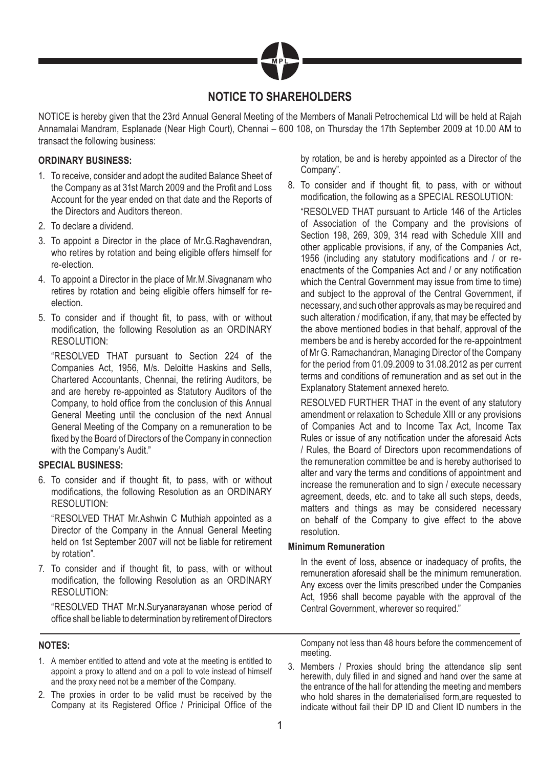# NOTICE TO SHAREHOLDERS

NOTICE is hereby given that the 23rd Annual General Meeting of the Members of Manali Petrochemical Ltd will be held at Rajah Annamalai Mandram, Esplanade (Near High Court), Chennai – 600 108, on Thursday the 17th September 2009 at 10.00 AM to transact the following business:

**ORDINARY BUSINESS:**

1. To receive, consider and adopt the audited Balance Sheet of the Company as at 31st March 2009 and the Profit and Loss Account for the year ended on that date and the Reports of the Directors and Auditors thereon.
2. To declare a dividend.
3. To appoint a Director in the place of Mr.G.Raghavendran, who retires by rotation and being eligible offers himself for re-election.
4. To appoint a Director in the place of Mr.M.Sivagnanam who retires by rotation and being eligible offers himself for re-election.
5. To consider and if thought fit, to pass, with or without modification, the following Resolution as an ORDINARY RESOLUTION:

   "RESOLVED THAT pursuant to Section 224 of the Companies Act, 1956, M/s. Deloitte Haskins and Sells, Chartered Accountants, Chennai, the retiring Auditors, be and are hereby re-appointed as Statutory Auditors of the Company, to hold office from the conclusion of this Annual General Meeting until the conclusion of the next Annual General Meeting of the Company on a remuneration to be fixed by the Board of Directors of the Company in connection with the Company's Audit."

**SPECIAL BUSINESS:**

6. To consider and if thought fit, to pass, with or without modifications, the following Resolution as an ORDINARY RESOLUTION:

   "RESOLVED THAT Mr.Ashwin C Muthiah appointed as a Director of the Company in the Annual General Meeting held on 1st September 2007 will not be liable for retirement by rotation".

7. To consider and if thought fit, to pass, with or without modification, the following Resolution as an ORDINARY RESOLUTION:

   "RESOLVED THAT Mr.N.Suryanarayanan whose period of office shall be liable to determination by retirement of Directors by rotation, be and is hereby appointed as a Director of the Company".

8. To consider and if thought fit, to pass, with or without modification, the following as a SPECIAL RESOLUTION:

   "RESOLVED THAT pursuant to Article 146 of the Articles of Association of the Company and the provisions of Section 198, 269, 309, 314 read with Schedule XIII and other applicable provisions, if any, of the Companies Act, 1956 (including any statutory modifications and / or re-enactments of the Companies Act and / or any notification which the Central Government may issue from time to time) and subject to the approval of the Central Government, if necessary, and such other approvals as may be required and such alteration / modification, if any, that may be effected by the above mentioned bodies in that behalf, approval of the members be and is hereby accorded for the re-appointment of Mr G. Ramachandran, Managing Director of the Company for the period from 01.09.2009 to 31.08.2012 as per current terms and conditions of remuneration and as set out in the Explanatory Statement annexed hereto.

   RESOLVED FURTHER THAT in the event of any statutory amendment or relaxation to Schedule XIII or any provisions of Companies Act and to Income Tax Act, Income Tax Rules or issue of any notification under the aforesaid Acts / Rules, the Board of Directors upon recommendations of the remuneration committee be and is hereby authorised to alter and vary the terms and conditions of appointment and increase the remuneration and to sign / execute necessary agreement, deeds, etc. and to take all such steps, deeds, matters and things as may be considered necessary on behalf of the Company to give effect to the above resolution.

   **Minimum Remuneration**

   In the event of loss, absence or inadequacy of profits, the remuneration aforesaid shall be the minimum remuneration. Any excess over the limits prescribed under the Companies Act, 1956 shall become payable with the approval of the Central Government, wherever so required."

**NOTES:**

1. A member entitled to attend and vote at the meeting is entitled to appoint a proxy to attend and on a poll to vote instead of himself and the proxy need not be a member of the Company.
2. The proxies in order to be valid must be received by the Company at its Registered Office / Prinicipal Office of the Company not less than 48 hours before the commencement of meeting.
3. Members / Proxies should bring the attendance slip sent herewith, duly filled in and signed and hand over the same at the entrance of the hall for attending the meeting and members who hold shares in the dematerialised form,are requested to indicate without fail their DP ID and Client ID numbers in the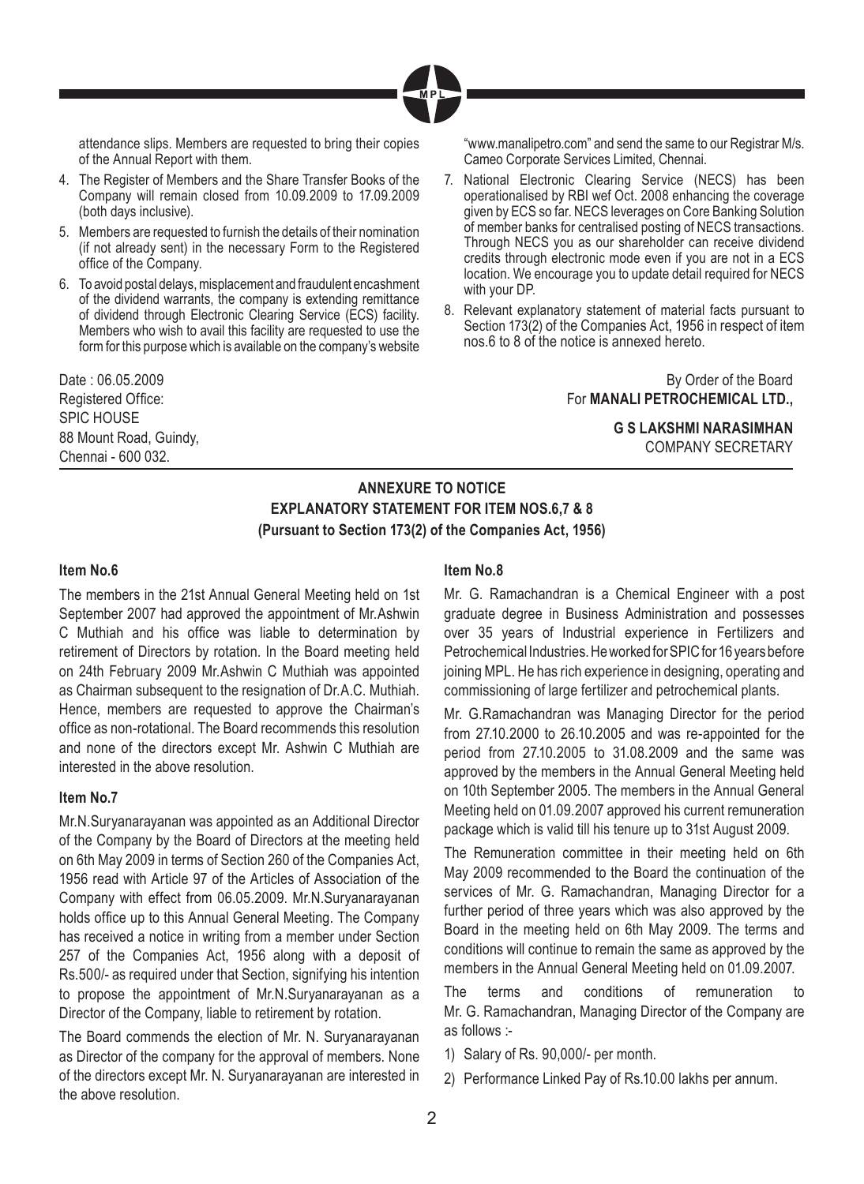attendance slips. Members are requested to bring their copies of the Annual Report with them.

4. The Register of Members and the Share Transfer Books of the Company will remain closed from 10.09.2009 to 17.09.2009 (both days inclusive).
5. Members are requested to furnish the details of their nomination (if not already sent) in the necessary Form to the Registered office of the Company.
6. To avoid postal delays, misplacement and fraudulent encashment of the dividend warrants, the company is extending remittance of dividend through Electronic Clearing Service (ECS) facility. Members who wish to avail this facility are requested to use the form for this purpose which is available on the company's website "www.manalipetro.com" and send the same to our Registrar M/s. Cameo Corporate Services Limited, Chennai.
7. National Electronic Clearing Service (NECS) has been operationalised by RBI wef Oct. 2008 enhancing the coverage given by ECS so far. NECS leverages on Core Banking Solution of member banks for centralised posting of NECS transactions. Through NECS you as our shareholder can receive dividend credits through electronic mode even if you are not in a ECS location. We encourage you to update detail required for NECS with your DP.
8. Relevant explanatory statement of material facts pursuant to Section 173(2) of the Companies Act, 1956 in respect of item nos.6 to 8 of the notice is annexed hereto.

Date : 06.05.2009
Registered Office:
SPIC HOUSE
88 Mount Road, Guindy,
Chennai - 600 032.

By Order of the Board
For **MANALI PETROCHEMICAL LTD.,**

**G S LAKSHMI NARASIMHAN**
COMPANY SECRETARY

## ANNEXURE TO NOTICE
## EXPLANATORY STATEMENT FOR ITEM NOS.6,7 & 8
### (Pursuant to Section 173(2) of the Companies Act, 1956)

**Item No.6**

The members in the 21st Annual General Meeting held on 1st September 2007 had approved the appointment of Mr.Ashwin C Muthiah and his office was liable to determination by retirement of Directors by rotation. In the Board meeting held on 24th February 2009 Mr.Ashwin C Muthiah was appointed as Chairman subsequent to the resignation of Dr.A.C. Muthiah. Hence, members are requested to approve the Chairman's office as non-rotational. The Board recommends this resolution and none of the directors except Mr. Ashwin C Muthiah are interested in the above resolution.

**Item No.7**

Mr.N.Suryanarayanan was appointed as an Additional Director of the Company by the Board of Directors at the meeting held on 6th May 2009 in terms of Section 260 of the Companies Act, 1956 read with Article 97 of the Articles of Association of the Company with effect from 06.05.2009. Mr.N.Suryanarayanan holds office up to this Annual General Meeting. The Company has received a notice in writing from a member under Section 257 of the Companies Act, 1956 along with a deposit of Rs.500/- as required under that Section, signifying his intention to propose the appointment of Mr.N.Suryanarayanan as a Director of the Company, liable to retirement by rotation.

The Board commends the election of Mr. N. Suryanarayanan as Director of the company for the approval of members. None of the directors except Mr. N. Suryanarayanan are interested in the above resolution.

**Item No.8**

Mr. G. Ramachandran is a Chemical Engineer with a post graduate degree in Business Administration and possesses over 35 years of Industrial experience in Fertilizers and Petrochemical Industries. He worked for SPIC for 16 years before joining MPL. He has rich experience in designing, operating and commissioning of large fertilizer and petrochemical plants.

Mr. G.Ramachandran was Managing Director for the period from 27.10.2000 to 26.10.2005 and was re-appointed for the period from 27.10.2005 to 31.08.2009 and the same was approved by the members in the Annual General Meeting held on 10th September 2005. The members in the Annual General Meeting held on 01.09.2007 approved his current remuneration package which is valid till his tenure up to 31st August 2009.

The Remuneration committee in their meeting held on 6th May 2009 recommended to the Board the continuation of the services of Mr. G. Ramachandran, Managing Director for a further period of three years which was also approved by the Board in the meeting held on 6th May 2009. The terms and conditions will continue to remain the same as approved by the members in the Annual General Meeting held on 01.09.2007.

The terms and conditions of remuneration to Mr. G. Ramachandran, Managing Director of the Company are as follows :-

1) Salary of Rs. 90,000/- per month.
2) Performance Linked Pay of Rs.10.00 lakhs per annum.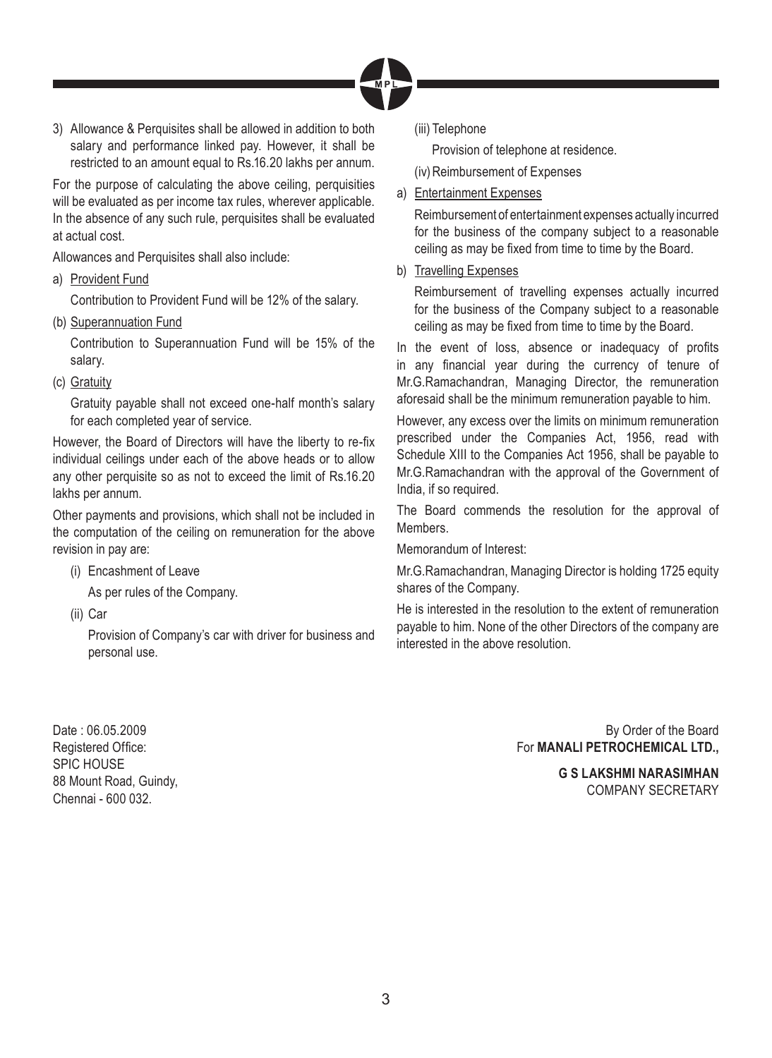3) Allowance & Perquisites shall be allowed in addition to both salary and performance linked pay. However, it shall be restricted to an amount equal to Rs.16.20 lakhs per annum.

For the purpose of calculating the above ceiling, perquisities will be evaluated as per income tax rules, wherever applicable. In the absence of any such rule, perquisites shall be evaluated at actual cost.

Allowances and Perquisites shall also include:

a) Provident Fund

   Contribution to Provident Fund will be 12% of the salary.

(b) Superannuation Fund

   Contribution to Superannuation Fund will be 15% of the salary.

(c) Gratuity

   Gratuity payable shall not exceed one-half month's salary for each completed year of service.

However, the Board of Directors will have the liberty to re-fix individual ceilings under each of the above heads or to allow any other perquisite so as not to exceed the limit of Rs.16.20 lakhs per annum.

Other payments and provisions, which shall not be included in the computation of the ceiling on remuneration for the above revision in pay are:

(i) Encashment of Leave

   As per rules of the Company.

(ii) Car

   Provision of Company's car with driver for business and personal use.

(iii) Telephone

   Provision of telephone at residence.

(iv) Reimbursement of Expenses

a) Entertainment Expenses

   Reimbursement of entertainment expenses actually incurred for the business of the company subject to a reasonable ceiling as may be fixed from time to time by the Board.

b) Travelling Expenses

   Reimbursement of travelling expenses actually incurred for the business of the Company subject to a reasonable ceiling as may be fixed from time to time by the Board.

In the event of loss, absence or inadequacy of profits in any financial year during the currency of tenure of Mr.G.Ramachandran, Managing Director, the remuneration aforesaid shall be the minimum remuneration payable to him.

However, any excess over the limits on minimum remuneration prescribed under the Companies Act, 1956, read with Schedule XIII to the Companies Act 1956, shall be payable to Mr.G.Ramachandran with the approval of the Government of India, if so required.

The Board commends the resolution for the approval of Members.

Memorandum of Interest:

Mr.G.Ramachandran, Managing Director is holding 1725 equity shares of the Company.

He is interested in the resolution to the extent of remuneration payable to him. None of the other Directors of the company are interested in the above resolution.

Date : 06.05.2009
Registered Office:
SPIC HOUSE
88 Mount Road, Guindy,
Chennai - 600 032.

By Order of the Board
For **MANALI PETROCHEMICAL LTD.,**

**G S LAKSHMI NARASIMHAN**
COMPANY SECRETARY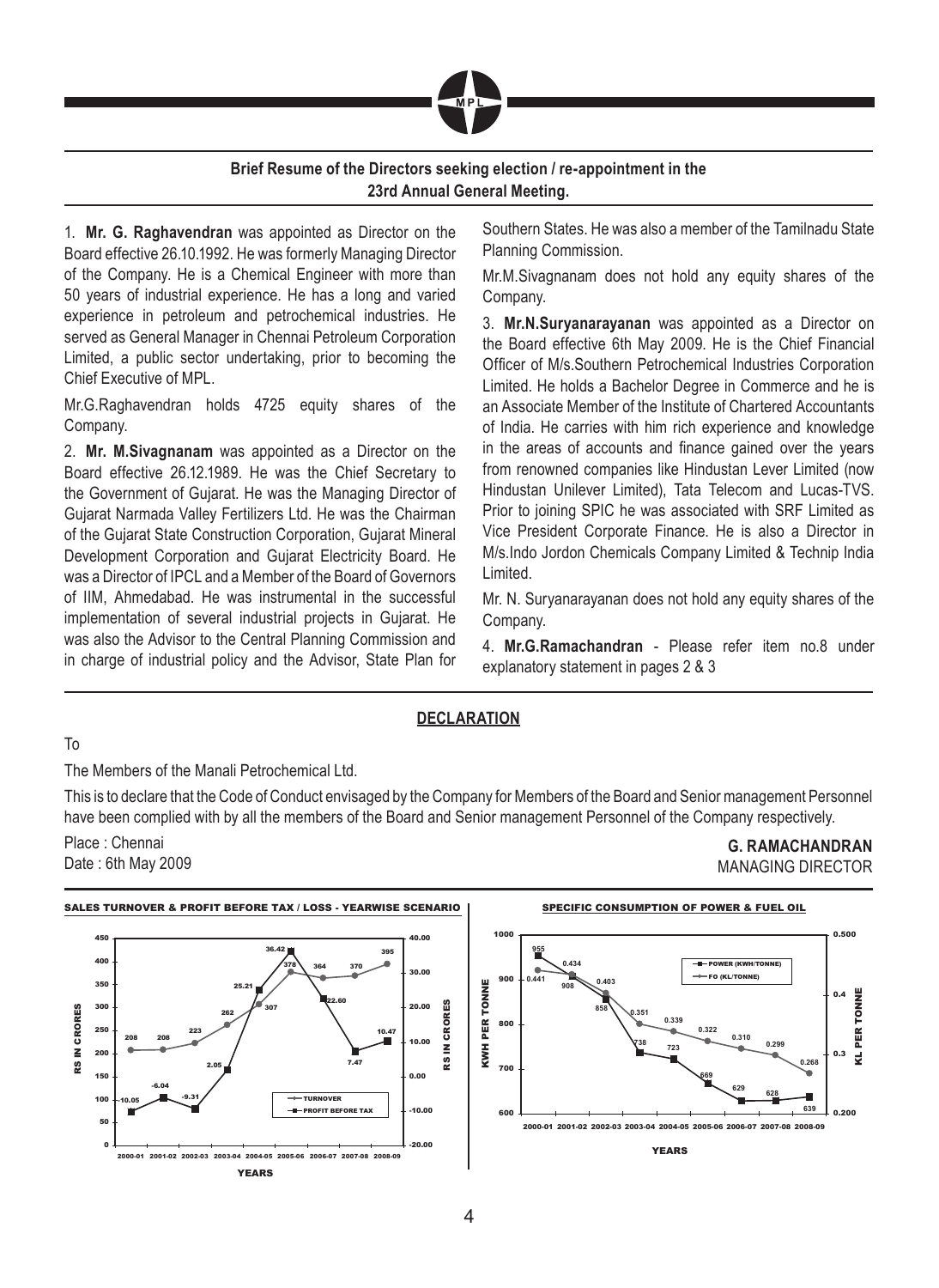## Brief Resume of the Directors seeking election / re-appointment in the 23rd Annual General Meeting.

1. **Mr. G. Raghavendran** was appointed as Director on the Board effective 26.10.1992. He was formerly Managing Director of the Company. He is a Chemical Engineer with more than 50 years of industrial experience. He has a long and varied experience in petroleum and petrochemical industries. He served as General Manager in Chennai Petroleum Corporation Limited, a public sector undertaking, prior to becoming the Chief Executive of MPL.

Mr.G.Raghavendran holds 4725 equity shares of the Company.

2. **Mr. M.Sivagnanam** was appointed as a Director on the Board effective 26.12.1989. He was the Chief Secretary to the Government of Gujarat. He was the Managing Director of Gujarat Narmada Valley Fertilizers Ltd. He was the Chairman of the Gujarat State Construction Corporation, Gujarat Mineral Development Corporation and Gujarat Electricity Board. He was a Director of IPCL and a Member of the Board of Governors of IIM, Ahmedabad. He was instrumental in the successful implementation of several industrial projects in Gujarat. He was also the Advisor to the Central Planning Commission and in charge of industrial policy and the Advisor, State Plan for Southern States. He was also a member of the Tamilnadu State Planning Commission.

Mr.M.Sivagnanam does not hold any equity shares of the Company.

3. **Mr.N.Suryanarayanan** was appointed as a Director on the Board effective 6th May 2009. He is the Chief Financial Officer of M/s.Southern Petrochemical Industries Corporation Limited. He holds a Bachelor Degree in Commerce and he is an Associate Member of the Institute of Chartered Accountants of India. He carries with him rich experience and knowledge in the areas of accounts and finance gained over the years from renowned companies like Hindustan Lever Limited (now Hindustan Unilever Limited), Tata Telecom and Lucas-TVS. Prior to joining SPIC he was associated with SRF Limited as Vice President Corporate Finance. He is also a Director in M/s.Indo Jordon Chemicals Company Limited & Technip India Limited.

Mr. N. Suryanarayanan does not hold any equity shares of the Company.

4. **Mr.G.Ramachandran** - Please refer item no.8 under explanatory statement in pages 2 & 3

## DECLARATION

To

The Members of the Manali Petrochemical Ltd.

This is to declare that the Code of Conduct envisaged by the Company for Members of the Board and Senior management Personnel have been complied with by all the members of the Board and Senior management Personnel of the Company respectively.

Place : Chennai
Date : 6th May 2009

**G. RAMACHANDRAN**
MANAGING DIRECTOR

**SALES TURNOVER & PROFIT BEFORE TAX / LOSS - YEARWISE SCENARIO**

| Years | Turnover (Rs in Crores) | Profit Before Tax (Rs in Crores) |
|---|---|---|
| 2000-01 | 208 | -10.05 |
| 2001-02 | 208 | -6.04 |
| 2002-03 | 223 | -9.31 |
| 2003-04 | 262 | 2.05 |
| 2004-05 | 307 | 25.21 |
| 2005-06 | 378 | 36.42 |
| 2006-07 | 364 | 22.60 |
| 2007-08 | 370 | 7.47 |
| 2008-09 | 395 | 10.47 |

**SPECIFIC CONSUMPTION OF POWER & FUEL OIL**

| Years | Power (KWH/Tonne) | FO (KL/Tonne) |
|---|---|---|
| 2000-01 | 955 | 0.441 |
| 2001-02 | 908 | 0.434 |
| 2002-03 | 858 | 0.403 |
| 2003-04 | 738 | 0.351 |
| 2004-05 | 723 | 0.339 |
| 2005-06 | 669 | 0.322 |
| 2006-07 | 629 | 0.310 |
| 2007-08 | 628 | 0.299 |
| 2008-09 | 639 | 0.268 |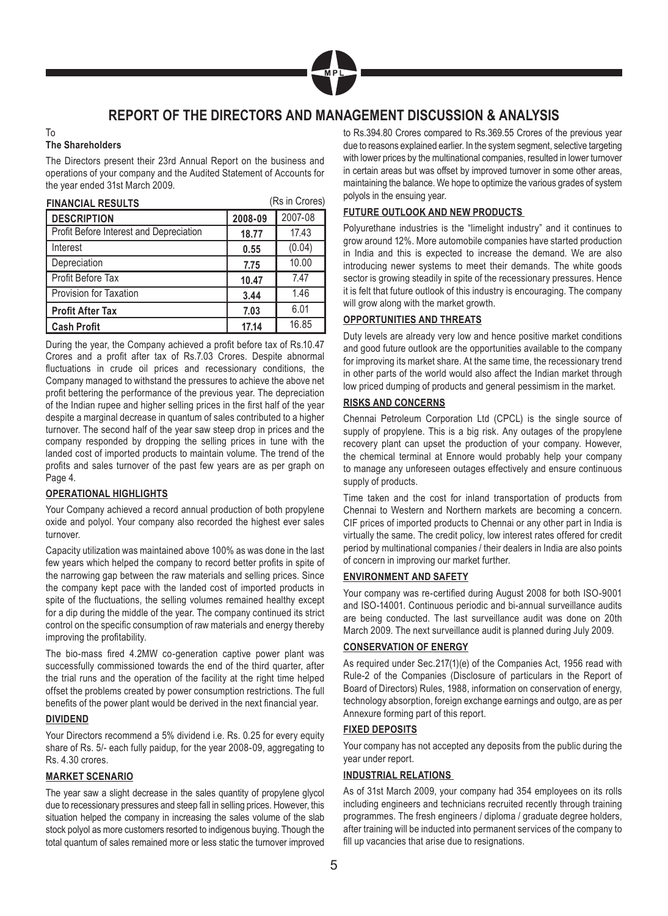# REPORT OF THE DIRECTORS AND MANAGEMENT DISCUSSION & ANALYSIS

To

**The Shareholders**

The Directors present their 23rd Annual Report on the business and operations of your company and the Audited Statement of Accounts for the year ended 31st March 2009.

**FINANCIAL RESULTS** (Rs in Crores)

| DESCRIPTION | 2008-09 | 2007-08 |
|---|---|---|
| Profit Before Interest and Depreciation | **18.77** | 17.43 |
| Interest | **0.55** | (0.04) |
| Depreciation | **7.75** | 10.00 |
| Profit Before Tax | **10.47** | 7.47 |
| Provision for Taxation | **3.44** | 1.46 |
| **Profit After Tax** | **7.03** | 6.01 |
| **Cash Profit** | **17.14** | 16.85 |

During the year, the Company achieved a profit before tax of Rs.10.47 Crores and a profit after tax of Rs.7.03 Crores. Despite abnormal fluctuations in crude oil prices and recessionary conditions, the Company managed to withstand the pressures to achieve the above net profit bettering the performance of the previous year. The depreciation of the Indian rupee and higher selling prices in the first half of the year despite a marginal decrease in quantum of sales contributed to a higher turnover. The second half of the year saw steep drop in prices and the company responded by dropping the selling prices in tune with the landed cost of imported products to maintain volume. The trend of the profits and sales turnover of the past few years are as per graph on Page 4.

## OPERATIONAL HIGHLIGHTS

Your Company achieved a record annual production of both propylene oxide and polyol. Your company also recorded the highest ever sales turnover.

Capacity utilization was maintained above 100% as was done in the last few years which helped the company to record better profits in spite of the narrowing gap between the raw materials and selling prices. Since the company kept pace with the landed cost of imported products in spite of the fluctuations, the selling volumes remained healthy except for a dip during the middle of the year. The company continued its strict control on the specific consumption of raw materials and energy thereby improving the profitability.

The bio-mass fired 4.2MW co-generation captive power plant was successfully commissioned towards the end of the third quarter, after the trial runs and the operation of the facility at the right time helped offset the problems created by power consumption restrictions. The full benefits of the power plant would be derived in the next financial year.

## DIVIDEND

Your Directors recommend a 5% dividend i.e. Rs. 0.25 for every equity share of Rs. 5/- each fully paidup, for the year 2008-09, aggregating to Rs. 4.30 crores.

## MARKET SCENARIO

The year saw a slight decrease in the sales quantity of propylene glycol due to recessionary pressures and steep fall in selling prices. However, this situation helped the company in increasing the sales volume of the slab stock polyol as more customers resorted to indigenous buying. Though the total quantum of sales remained more or less static the turnover improved to Rs.394.80 Crores compared to Rs.369.55 Crores of the previous year due to reasons explained earlier. In the system segment, selective targeting with lower prices by the multinational companies, resulted in lower turnover in certain areas but was offset by improved turnover in some other areas, maintaining the balance. We hope to optimize the various grades of system polyols in the ensuing year.

## FUTURE OUTLOOK AND NEW PRODUCTS

Polyurethane industries is the "limelight industry" and it continues to grow around 12%. More automobile companies have started production in India and this is expected to increase the demand. We are also introducing newer systems to meet their demands. The white goods sector is growing steadily in spite of the recessionary pressures. Hence it is felt that future outlook of this industry is encouraging. The company will grow along with the market growth.

## OPPORTUNITIES AND THREATS

Duty levels are already very low and hence positive market conditions and good future outlook are the opportunities available to the company for improving its market share. At the same time, the recessionary trend in other parts of the world would also affect the Indian market through low priced dumping of products and general pessimism in the market.

## RISKS AND CONCERNS

Chennai Petroleum Corporation Ltd (CPCL) is the single source of supply of propylene. This is a big risk. Any outages of the propylene recovery plant can upset the production of your company. However, the chemical terminal at Ennore would probably help your company to manage any unforeseen outages effectively and ensure continuous supply of products.

Time taken and the cost for inland transportation of products from Chennai to Western and Northern markets are becoming a concern. CIF prices of imported products to Chennai or any other part in India is virtually the same. The credit policy, low interest rates offered for credit period by multinational companies / their dealers in India are also points of concern in improving our market further.

## ENVIRONMENT AND SAFETY

Your company was re-certified during August 2008 for both ISO-9001 and ISO-14001. Continuous periodic and bi-annual surveillance audits are being conducted. The last surveillance audit was done on 20th March 2009. The next surveillance audit is planned during July 2009.

## CONSERVATION OF ENERGY

As required under Sec.217(1)(e) of the Companies Act, 1956 read with Rule-2 of the Companies (Disclosure of particulars in the Report of Board of Directors) Rules, 1988, information on conservation of energy, technology absorption, foreign exchange earnings and outgo, are as per Annexure forming part of this report.

## FIXED DEPOSITS

Your company has not accepted any deposits from the public during the year under report.

## INDUSTRIAL RELATIONS

As of 31st March 2009, your company had 354 employees on its rolls including engineers and technicians recruited recently through training programmes. The fresh engineers / diploma / graduate degree holders, after training will be inducted into permanent services of the company to fill up vacancies that arise due to resignations.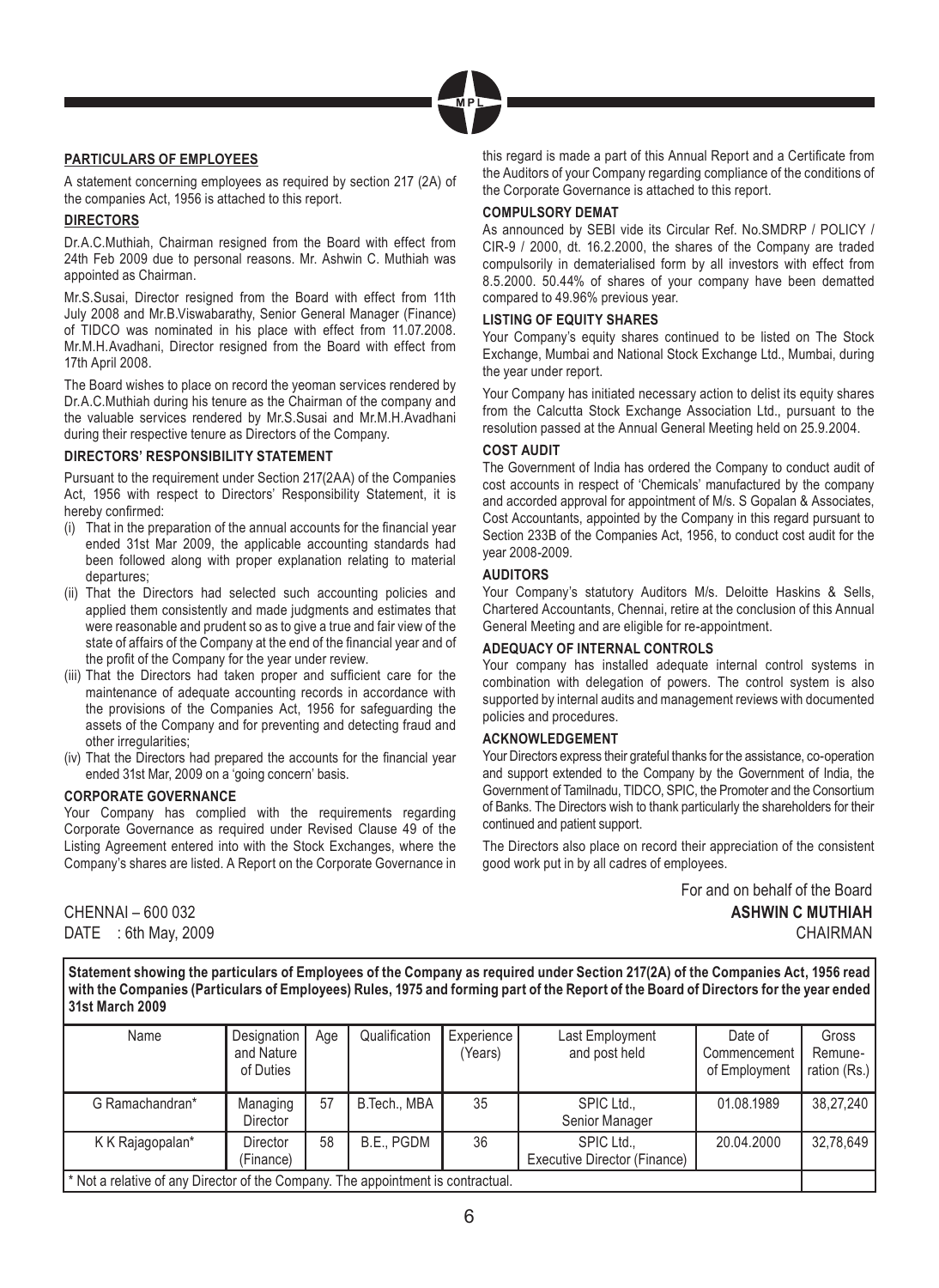#### PARTICULARS OF EMPLOYEES

A statement concerning employees as required by section 217 (2A) of the companies Act, 1956 is attached to this report.

#### DIRECTORS

Dr.A.C.Muthiah, Chairman resigned from the Board with effect from 24th Feb 2009 due to personal reasons. Mr. Ashwin C. Muthiah was appointed as Chairman.

Mr.S.Susai, Director resigned from the Board with effect from 11th July 2008 and Mr.B.Viswabarathy, Senior General Manager (Finance) of TIDCO was nominated in his place with effect from 11.07.2008. Mr.M.H.Avadhani, Director resigned from the Board with effect from 17th April 2008.

The Board wishes to place on record the yeoman services rendered by Dr.A.C.Muthiah during his tenure as the Chairman of the company and the valuable services rendered by Mr.S.Susai and Mr.M.H.Avadhani during their respective tenure as Directors of the Company.

#### DIRECTORS' RESPONSIBILITY STATEMENT

Pursuant to the requirement under Section 217(2AA) of the Companies Act, 1956 with respect to Directors' Responsibility Statement, it is hereby confirmed:

(i) That in the preparation of the annual accounts for the financial year ended 31st Mar 2009, the applicable accounting standards had been followed along with proper explanation relating to material departures;

(ii) That the Directors had selected such accounting policies and applied them consistently and made judgments and estimates that were reasonable and prudent so as to give a true and fair view of the state of affairs of the Company at the end of the financial year and of the profit of the Company for the year under review.

(iii) That the Directors had taken proper and sufficient care for the maintenance of adequate accounting records in accordance with the provisions of the Companies Act, 1956 for safeguarding the assets of the Company and for preventing and detecting fraud and other irregularities;

(iv) That the Directors had prepared the accounts for the financial year ended 31st Mar, 2009 on a 'going concern' basis.

#### CORPORATE GOVERNANCE

Your Company has complied with the requirements regarding Corporate Governance as required under Revised Clause 49 of the Listing Agreement entered into with the Stock Exchanges, where the Company's shares are listed. A Report on the Corporate Governance in this regard is made a part of this Annual Report and a Certificate from the Auditors of your Company regarding compliance of the conditions of the Corporate Governance is attached to this report.

#### COMPULSORY DEMAT

As announced by SEBI vide its Circular Ref. No.SMDRP / POLICY / CIR-9 / 2000, dt. 16.2.2000, the shares of the Company are traded compulsorily in dematerialised form by all investors with effect from 8.5.2000. 50.44% of shares of your company have been dematted compared to 49.96% previous year.

#### LISTING OF EQUITY SHARES

Your Company's equity shares continued to be listed on The Stock Exchange, Mumbai and National Stock Exchange Ltd., Mumbai, during the year under report.

Your Company has initiated necessary action to delist its equity shares from the Calcutta Stock Exchange Association Ltd., pursuant to the resolution passed at the Annual General Meeting held on 25.9.2004.

#### COST AUDIT

The Government of India has ordered the Company to conduct audit of cost accounts in respect of 'Chemicals' manufactured by the company and accorded approval for appointment of M/s. S Gopalan & Associates, Cost Accountants, appointed by the Company in this regard pursuant to Section 233B of the Companies Act, 1956, to conduct cost audit for the year 2008-2009.

#### AUDITORS

Your Company's statutory Auditors M/s. Deloitte Haskins & Sells, Chartered Accountants, Chennai, retire at the conclusion of this Annual General Meeting and are eligible for re-appointment.

#### ADEQUACY OF INTERNAL CONTROLS

Your company has installed adequate internal control systems in combination with delegation of powers. The control system is also supported by internal audits and management reviews with documented policies and procedures.

#### ACKNOWLEDGEMENT

Your Directors express their grateful thanks for the assistance, co-operation and support extended to the Company by the Government of India, the Government of Tamilnadu, TIDCO, SPIC, the Promoter and the Consortium of Banks. The Directors wish to thank particularly the shareholders for their continued and patient support.

The Directors also place on record their appreciation of the consistent good work put in by all cadres of employees.

For and on behalf of the Board

CHENNAI – 600 032 **ASHWIN C MUTHIAH**

DATE : 6th May, 2009 CHAIRMAN

**Statement showing the particulars of Employees of the Company as required under Section 217(2A) of the Companies Act, 1956 read with the Companies (Particulars of Employees) Rules, 1975 and forming part of the Report of the Board of Directors for the year ended 31st March 2009**

| Name | Designation and Nature of Duties | Age | Qualification | Experience (Years) | Last Employment and post held | Date of Commencement of Employment | Gross Remune-ration (Rs.) |
|---|---|---|---|---|---|---|---|
| G Ramachandran* | Managing Director | 57 | B.Tech., MBA | 35 | SPIC Ltd., Senior Manager | 01.08.1989 | 38,27,240 |
| K K Rajagopalan* | Director (Finance) | 58 | B.E., PGDM | 36 | SPIC Ltd., Executive Director (Finance) | 20.04.2000 | 32,78,649 |

\* Not a relative of any Director of the Company. The appointment is contractual.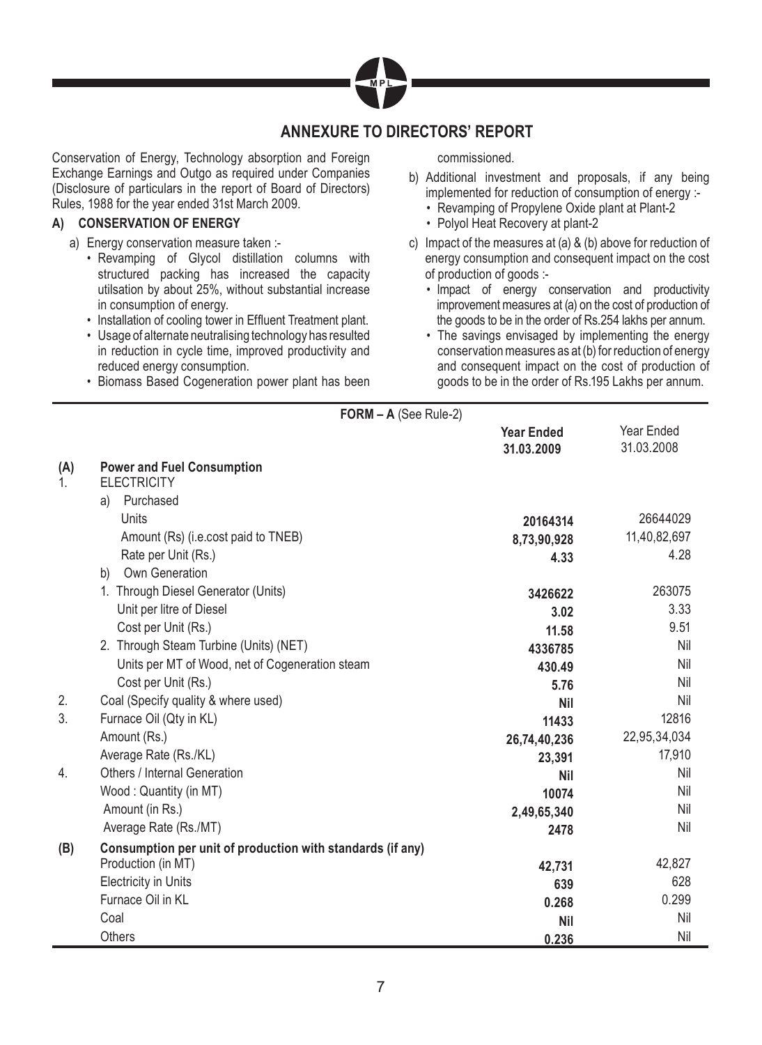## ANNEXURE TO DIRECTORS' REPORT

Conservation of Energy, Technology absorption and Foreign Exchange Earnings and Outgo as required under Companies (Disclosure of particulars in the report of Board of Directors) Rules, 1988 for the year ended 31st March 2009.

### A) CONSERVATION OF ENERGY

a) Energy conservation measure taken :-

- Revamping of Glycol distillation columns with structured packing has increased the capacity utilsation by about 25%, without substantial increase in consumption of energy.
- Installation of cooling tower in Effluent Treatment plant.
- Usage of alternate neutralising technology has resulted in reduction in cycle time, improved productivity and reduced energy consumption.
- Biomass Based Cogeneration power plant has been commissioned.

b) Additional investment and proposals, if any being implemented for reduction of consumption of energy :-

- Revamping of Propylene Oxide plant at Plant-2
- Polyol Heat Recovery at plant-2

c) Impact of the measures at (a) & (b) above for reduction of energy consumption and consequent impact on the cost of production of goods :-

- Impact of energy conservation and productivity improvement measures at (a) on the cost of production of the goods to be in the order of Rs.254 lakhs per annum.
- The savings envisaged by implementing the energy conservation measures as at (b) for reduction of energy and consequent impact on the cost of production of goods to be in the order of Rs.195 Lakhs per annum.

**FORM – A** (See Rule-2)

| | | **Year Ended 31.03.2009** | Year Ended 31.03.2008 |
|---|---|---|---|
| **(A)** | **Power and Fuel Consumption** | | |
| 1. | ELECTRICITY | | |
| | a) Purchased | | |
| | Units | **20164314** | 26644029 |
| | Amount (Rs) (i.e.cost paid to TNEB) | **8,73,90,928** | 11,40,82,697 |
| | Rate per Unit (Rs.) | **4.33** | 4.28 |
| | b) Own Generation | | |
| | 1. Through Diesel Generator (Units) | **3426622** | 263075 |
| | Unit per litre of Diesel | **3.02** | 3.33 |
| | Cost per Unit (Rs.) | **11.58** | 9.51 |
| | 2. Through Steam Turbine (Units) (NET) | **4336785** | Nil |
| | Units per MT of Wood, net of Cogeneration steam | **430.49** | Nil |
| | Cost per Unit (Rs.) | **5.76** | Nil |
| 2. | Coal (Specify quality & where used) | **Nil** | Nil |
| 3. | Furnace Oil (Qty in KL) | **11433** | 12816 |
| | Amount (Rs.) | **26,74,40,236** | 22,95,34,034 |
| | Average Rate (Rs./KL) | **23,391** | 17,910 |
| 4. | Others / Internal Generation | **Nil** | Nil |
| | Wood : Quantity (in MT) | **10074** | Nil |
| | Amount (in Rs.) | **2,49,65,340** | Nil |
| | Average Rate (Rs./MT) | **2478** | Nil |
| **(B)** | **Consumption per unit of production with standards (if any)** | | |
| | Production (in MT) | **42,731** | 42,827 |
| | Electricity in Units | **639** | 628 |
| | Furnace Oil in KL | **0.268** | 0.299 |
| | Coal | **Nil** | Nil |
| | Others | **0.236** | Nil |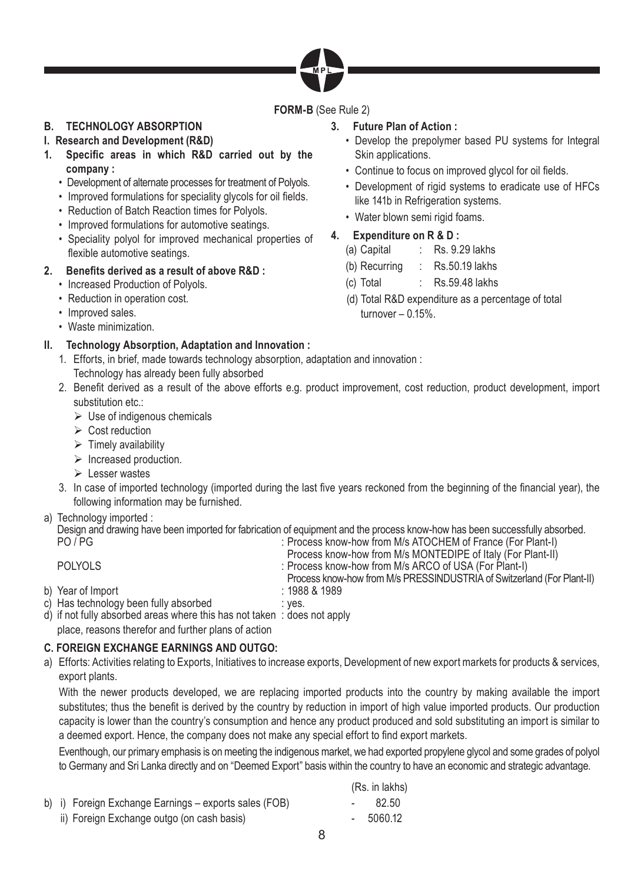**FORM-B** (See Rule 2)

## B. TECHNOLOGY ABSORPTION

### I. Research and Development (R&D)

**1. Specific areas in which R&D carried out by the company :**

- Development of alternate processes for treatment of Polyols.
- Improved formulations for speciality glycols for oil fields.
- Reduction of Batch Reaction times for Polyols.
- Improved formulations for automotive seatings.
- Speciality polyol for improved mechanical properties of flexible automotive seatings.

**2. Benefits derived as a result of above R&D :**

- Increased Production of Polyols.
- Reduction in operation cost.
- Improved sales.
- Waste minimization.

**3. Future Plan of Action :**

- Develop the prepolymer based PU systems for Integral Skin applications.
- Continue to focus on improved glycol for oil fields.
- Development of rigid systems to eradicate use of HFCs like 141b in Refrigeration systems.
- Water blown semi rigid foams.

**4. Expenditure on R & D :**

(a) Capital : Rs. 9.29 lakhs

(b) Recurring : Rs.50.19 lakhs

(c) Total : Rs.59.48 lakhs

(d) Total R&D expenditure as a percentage of total turnover – 0.15%.

### II. Technology Absorption, Adaptation and Innovation :

1. Efforts, in brief, made towards technology absorption, adaptation and innovation :
   Technology has already been fully absorbed
2. Benefit derived as a result of the above efforts e.g. product improvement, cost reduction, product development, import substitution etc.:
   - Use of indigenous chemicals
   - Cost reduction
   - Timely availability
   - Increased production.
   - Lesser wastes
3. In case of imported technology (imported during the last five years reckoned from the beginning of the financial year), the following information may be furnished.

a) Technology imported :
Design and drawing have been imported for fabrication of equipment and the process know-how has been successfully absorbed.

PO / PG : Process know-how from M/s ATOCHEM of France (For Plant-I)
Process know-how from M/s MONTEDIPE of Italy (For Plant-II)

POLYOLS : Process know-how from M/s ARCO of USA (For Plant-I)
Process know-how from M/s PRESSINDUSTRIA of Switzerland (For Plant-II)

b) Year of Import : 1988 & 1989

c) Has technology been fully absorbed : yes.

d) if not fully absorbed areas where this has not taken place, reasons therefor and further plans of action : does not apply

## C. FOREIGN EXCHANGE EARNINGS AND OUTGO:

a) Efforts: Activities relating to Exports, Initiatives to increase exports, Development of new export markets for products & services, export plants.

With the newer products developed, we are replacing imported products into the country by making available the import substitutes; thus the benefit is derived by the country by reduction in import of high value imported products. Our production capacity is lower than the country's consumption and hence any product produced and sold substituting an import is similar to a deemed export. Hence, the company does not make any special effort to find export markets.

Eventhough, our primary emphasis is on meeting the indigenous market, we had exported propylene glycol and some grades of polyol to Germany and Sri Lanka directly and on "Deemed Export" basis within the country to have an economic and strategic advantage.

| | (Rs. in lakhs) |
|---|---|
| b) i) Foreign Exchange Earnings – exports sales (FOB) | - 82.50 |
| ii) Foreign Exchange outgo (on cash basis) | - 5060.12 |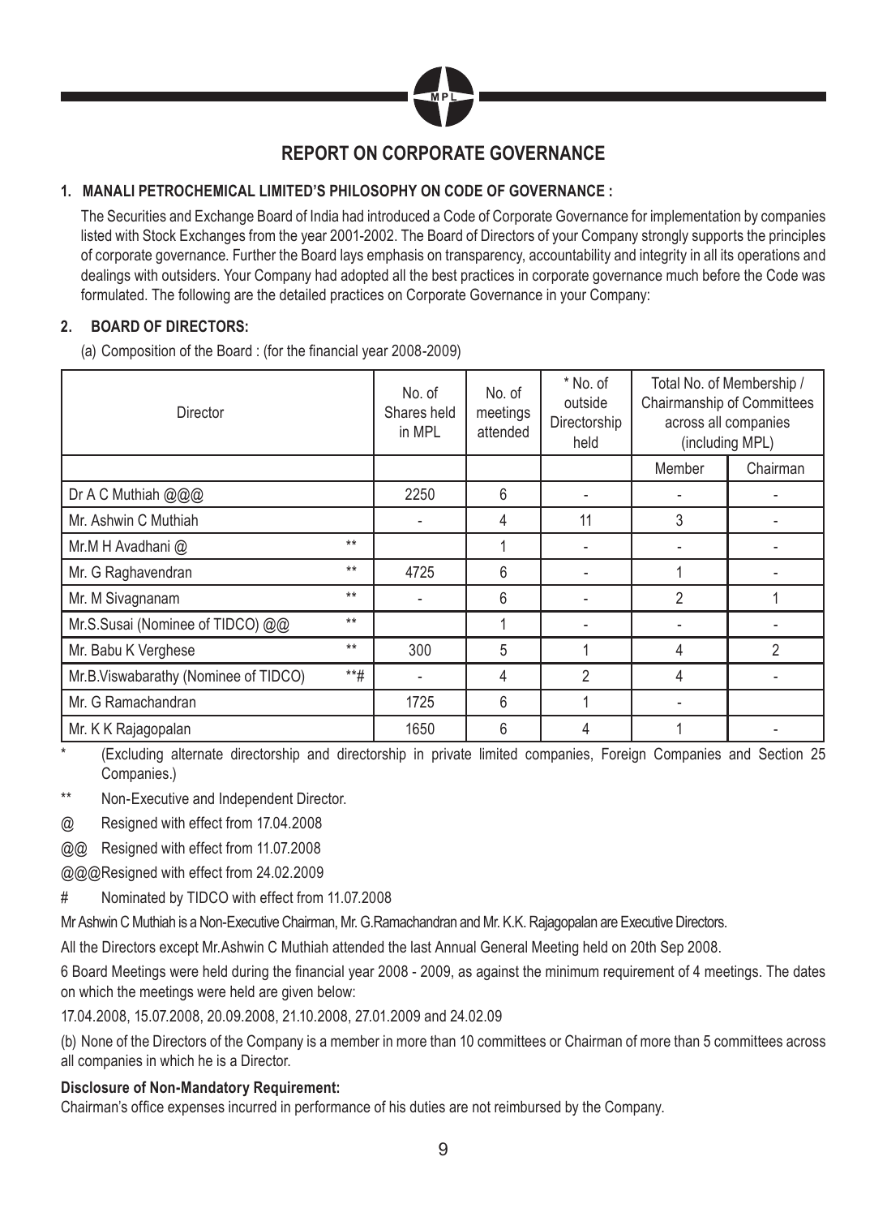## REPORT ON CORPORATE GOVERNANCE

### 1. MANALI PETROCHEMICAL LIMITED'S PHILOSOPHY ON CODE OF GOVERNANCE :

The Securities and Exchange Board of India had introduced a Code of Corporate Governance for implementation by companies listed with Stock Exchanges from the year 2001-2002. The Board of Directors of your Company strongly supports the principles of corporate governance. Further the Board lays emphasis on transparency, accountability and integrity in all its operations and dealings with outsiders. Your Company had adopted all the best practices in corporate governance much before the Code was formulated. The following are the detailed practices on Corporate Governance in your Company:

### 2. BOARD OF DIRECTORS:

(a) Composition of the Board : (for the financial year 2008-2009)

| Director | | No. of Shares held in MPL | No. of meetings attended | * No. of outside Directorship held | Total No. of Membership / Chairmanship of Committees across all companies (including MPL) | |
|---|---|---|---|---|---|---|
| | | | | | Member | Chairman |
| Dr A C Muthiah @@@ | | 2250 | 6 | - | - | - |
| Mr. Ashwin C Muthiah | | - | 4 | 11 | 3 | - |
| Mr.M H Avadhani @ | ** | | 1 | - | - | - |
| Mr. G Raghavendran | ** | 4725 | 6 | - | 1 | - |
| Mr. M Sivagnanam | ** | - | 6 | - | 2 | 1 |
| Mr.S.Susai (Nominee of TIDCO) @@ | ** | | 1 | - | - | - |
| Mr. Babu K Verghese | ** | 300 | 5 | 1 | 4 | 2 |
| Mr.B.Viswabarathy (Nominee of TIDCO) | **# | - | 4 | 2 | 4 | - |
| Mr. G Ramachandran | | 1725 | 6 | 1 | - | |
| Mr. K K Rajagopalan | | 1650 | 6 | 4 | 1 | - |

\* (Excluding alternate directorship and directorship in private limited companies, Foreign Companies and Section 25 Companies.)

** Non-Executive and Independent Director.

@ Resigned with effect from 17.04.2008

@@ Resigned with effect from 11.07.2008

@@@ Resigned with effect from 24.02.2009

# Nominated by TIDCO with effect from 11.07.2008

Mr Ashwin C Muthiah is a Non-Executive Chairman, Mr. G.Ramachandran and Mr. K.K. Rajagopalan are Executive Directors.

All the Directors except Mr.Ashwin C Muthiah attended the last Annual General Meeting held on 20th Sep 2008.

6 Board Meetings were held during the financial year 2008 - 2009, as against the minimum requirement of 4 meetings. The dates on which the meetings were held are given below:

17.04.2008, 15.07.2008, 20.09.2008, 21.10.2008, 27.01.2009 and 24.02.09

(b) None of the Directors of the Company is a member in more than 10 committees or Chairman of more than 5 committees across all companies in which he is a Director.

**Disclosure of Non-Mandatory Requirement:**

Chairman's office expenses incurred in performance of his duties are not reimbursed by the Company.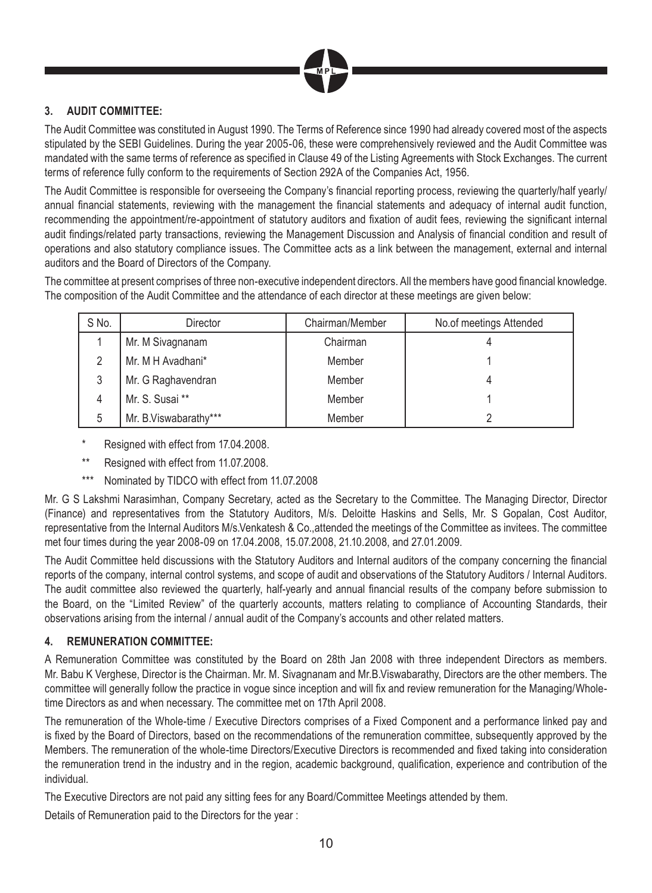### 3. AUDIT COMMITTEE:

The Audit Committee was constituted in August 1990. The Terms of Reference since 1990 had already covered most of the aspects stipulated by the SEBI Guidelines. During the year 2005-06, these were comprehensively reviewed and the Audit Committee was mandated with the same terms of reference as specified in Clause 49 of the Listing Agreements with Stock Exchanges. The current terms of reference fully conform to the requirements of Section 292A of the Companies Act, 1956.

The Audit Committee is responsible for overseeing the Company's financial reporting process, reviewing the quarterly/half yearly/ annual financial statements, reviewing with the management the financial statements and adequacy of internal audit function, recommending the appointment/re-appointment of statutory auditors and fixation of audit fees, reviewing the significant internal audit findings/related party transactions, reviewing the Management Discussion and Analysis of financial condition and result of operations and also statutory compliance issues. The Committee acts as a link between the management, external and internal auditors and the Board of Directors of the Company.

The committee at present comprises of three non-executive independent directors. All the members have good financial knowledge. The composition of the Audit Committee and the attendance of each director at these meetings are given below:

| S No. | Director | Chairman/Member | No.of meetings Attended |
|---|---|---|---|
| 1 | Mr. M Sivagnanam | Chairman | 4 |
| 2 | Mr. M H Avadhani* | Member | 1 |
| 3 | Mr. G Raghavendran | Member | 4 |
| 4 | Mr. S. Susai ** | Member | 1 |
| 5 | Mr. B.Viswabarathy*** | Member | 2 |

\* Resigned with effect from 17.04.2008.

\*\* Resigned with effect from 11.07.2008.

\*\*\* Nominated by TIDCO with effect from 11.07.2008

Mr. G S Lakshmi Narasimhan, Company Secretary, acted as the Secretary to the Committee. The Managing Director, Director (Finance) and representatives from the Statutory Auditors, M/s. Deloitte Haskins and Sells, Mr. S Gopalan, Cost Auditor, representative from the Internal Auditors M/s.Venkatesh & Co.,attended the meetings of the Committee as invitees. The committee met four times during the year 2008-09 on 17.04.2008, 15.07.2008, 21.10.2008, and 27.01.2009.

The Audit Committee held discussions with the Statutory Auditors and Internal auditors of the company concerning the financial reports of the company, internal control systems, and scope of audit and observations of the Statutory Auditors / Internal Auditors. The audit committee also reviewed the quarterly, half-yearly and annual financial results of the company before submission to the Board, on the "Limited Review" of the quarterly accounts, matters relating to compliance of Accounting Standards, their observations arising from the internal / annual audit of the Company's accounts and other related matters.

### 4. REMUNERATION COMMITTEE:

A Remuneration Committee was constituted by the Board on 28th Jan 2008 with three independent Directors as members. Mr. Babu K Verghese, Director is the Chairman. Mr. M. Sivagnanam and Mr.B.Viswabarathy, Directors are the other members. The committee will generally follow the practice in vogue since inception and will fix and review remuneration for the Managing/Whole-time Directors as and when necessary. The committee met on 17th April 2008.

The remuneration of the Whole-time / Executive Directors comprises of a Fixed Component and a performance linked pay and is fixed by the Board of Directors, based on the recommendations of the remuneration committee, subsequently approved by the Members. The remuneration of the whole-time Directors/Executive Directors is recommended and fixed taking into consideration the remuneration trend in the industry and in the region, academic background, qualification, experience and contribution of the individual.

The Executive Directors are not paid any sitting fees for any Board/Committee Meetings attended by them.

Details of Remuneration paid to the Directors for the year :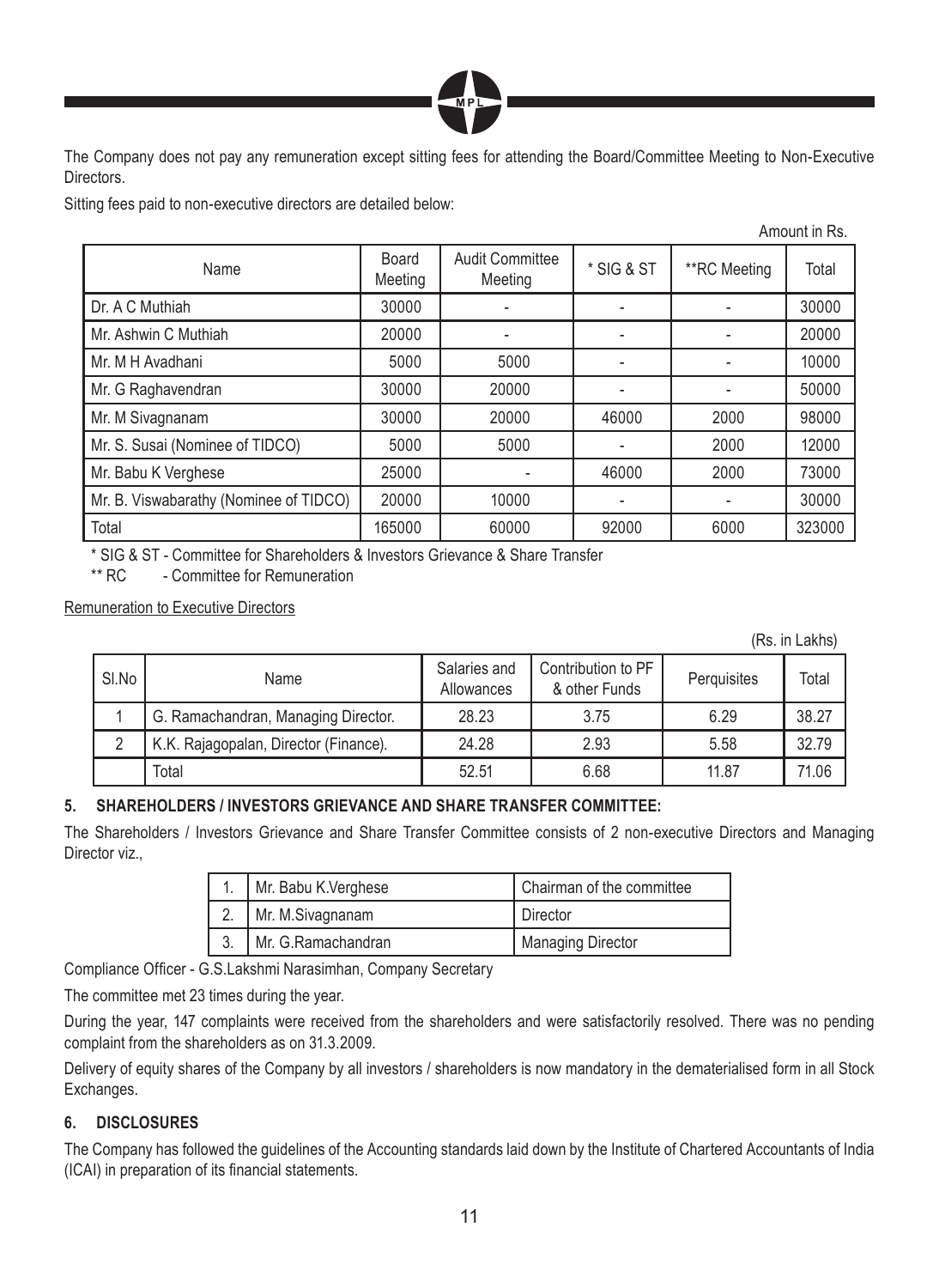The Company does not pay any remuneration except sitting fees for attending the Board/Committee Meeting to Non-Executive Directors.

Sitting fees paid to non-executive directors are detailed below:

Amount in Rs.

| Name | Board Meeting | Audit Committee Meeting | * SIG & ST | **RC Meeting | Total |
|---|---|---|---|---|---|
| Dr. A C Muthiah | 30000 | - | - | - | 30000 |
| Mr. Ashwin C Muthiah | 20000 | - | - | - | 20000 |
| Mr. M H Avadhani | 5000 | 5000 | - | - | 10000 |
| Mr. G Raghavendran | 30000 | 20000 | - | - | 50000 |
| Mr. M Sivagnanam | 30000 | 20000 | 46000 | 2000 | 98000 |
| Mr. S. Susai (Nominee of TIDCO) | 5000 | 5000 | - | 2000 | 12000 |
| Mr. Babu K Verghese | 25000 | - | 46000 | 2000 | 73000 |
| Mr. B. Viswabarathy (Nominee of TIDCO) | 20000 | 10000 | - | - | 30000 |
| Total | 165000 | 60000 | 92000 | 6000 | 323000 |

* SIG & ST - Committee for Shareholders & Investors Grievance & Share Transfer

** RC - Committee for Remuneration

Remuneration to Executive Directors

(Rs. in Lakhs)

| Sl.No | Name | Salaries and Allowances | Contribution to PF & other Funds | Perquisites | Total |
|---|---|---|---|---|---|
| 1 | G. Ramachandran, Managing Director. | 28.23 | 3.75 | 6.29 | 38.27 |
| 2 | K.K. Rajagopalan, Director (Finance). | 24.28 | 2.93 | 5.58 | 32.79 |
| | Total | 52.51 | 6.68 | 11.87 | 71.06 |

## 5. SHAREHOLDERS / INVESTORS GRIEVANCE AND SHARE TRANSFER COMMITTEE:

The Shareholders / Investors Grievance and Share Transfer Committee consists of 2 non-executive Directors and Managing Director viz.,

| | | |
|---|---|---|
| 1. | Mr. Babu K.Verghese | Chairman of the committee |
| 2. | Mr. M.Sivagnanam | Director |
| 3. | Mr. G.Ramachandran | Managing Director |

Compliance Officer - G.S.Lakshmi Narasimhan, Company Secretary

The committee met 23 times during the year.

During the year, 147 complaints were received from the shareholders and were satisfactorily resolved. There was no pending complaint from the shareholders as on 31.3.2009.

Delivery of equity shares of the Company by all investors / shareholders is now mandatory in the dematerialised form in all Stock Exchanges.

## 6. DISCLOSURES

The Company has followed the guidelines of the Accounting standards laid down by the Institute of Chartered Accountants of India (ICAI) in preparation of its financial statements.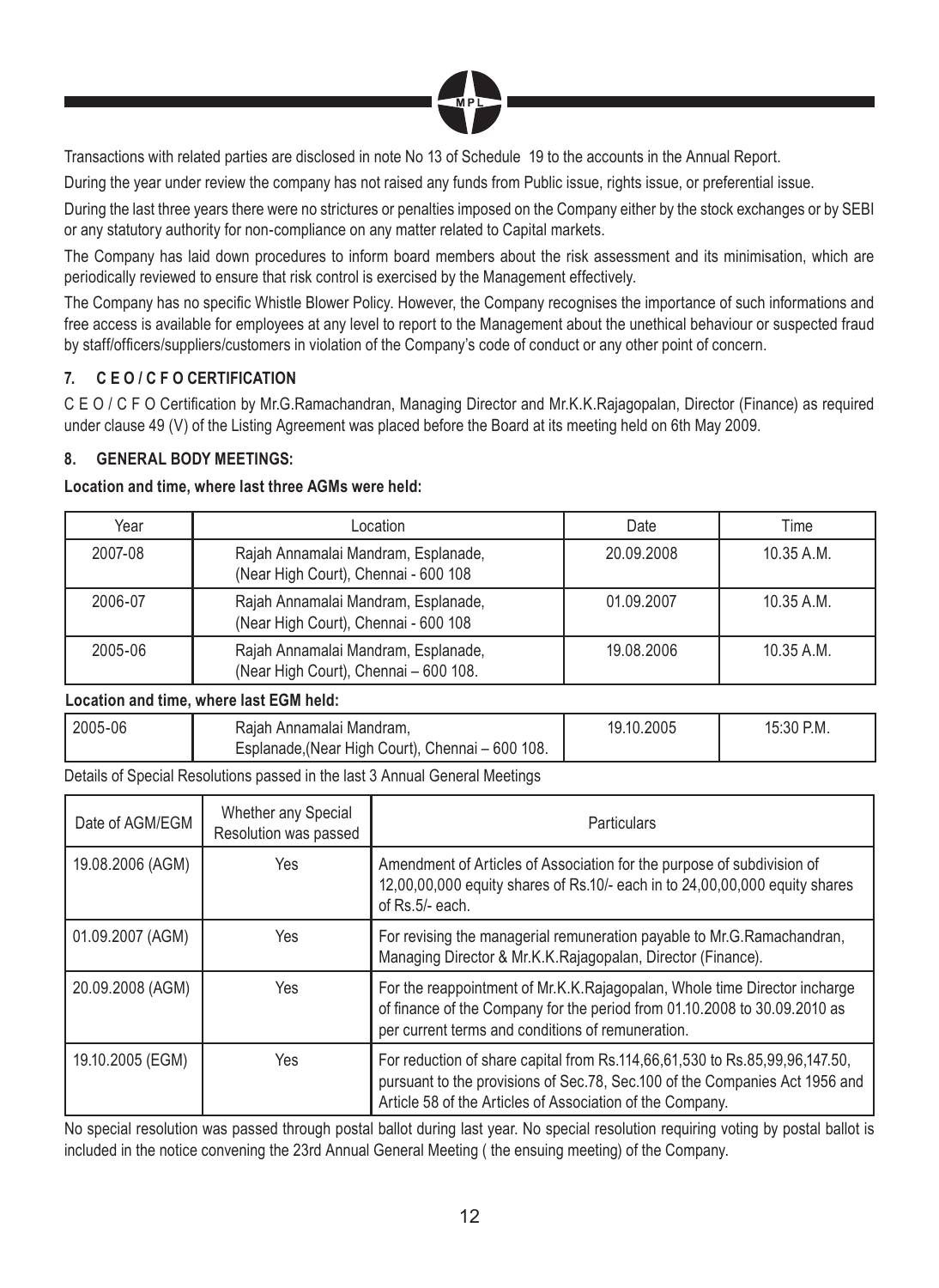Transactions with related parties are disclosed in note No 13 of Schedule 19 to the accounts in the Annual Report.

During the year under review the company has not raised any funds from Public issue, rights issue, or preferential issue.

During the last three years there were no strictures or penalties imposed on the Company either by the stock exchanges or by SEBI or any statutory authority for non-compliance on any matter related to Capital markets.

The Company has laid down procedures to inform board members about the risk assessment and its minimisation, which are periodically reviewed to ensure that risk control is exercised by the Management effectively.

The Company has no specific Whistle Blower Policy. However, the Company recognises the importance of such informations and free access is available for employees at any level to report to the Management about the unethical behaviour or suspected fraud by staff/officers/suppliers/customers in violation of the Company's code of conduct or any other point of concern.

## 7. C E O / C F O CERTIFICATION

C E O / C F O Certification by Mr.G.Ramachandran, Managing Director and Mr.K.K.Rajagopalan, Director (Finance) as required under clause 49 (V) of the Listing Agreement was placed before the Board at its meeting held on 6th May 2009.

## 8. GENERAL BODY MEETINGS:

**Location and time, where last three AGMs were held:**

| Year | Location | Date | Time |
|---|---|---|---|
| 2007-08 | Rajah Annamalai Mandram, Esplanade, (Near High Court), Chennai - 600 108 | 20.09.2008 | 10.35 A.M. |
| 2006-07 | Rajah Annamalai Mandram, Esplanade, (Near High Court), Chennai - 600 108 | 01.09.2007 | 10.35 A.M. |
| 2005-06 | Rajah Annamalai Mandram, Esplanade, (Near High Court), Chennai – 600 108. | 19.08.2006 | 10.35 A.M. |

**Location and time, where last EGM held:**

| Year | Location | Date | Time |
|---|---|---|---|
| 2005-06 | Rajah Annamalai Mandram, Esplanade,(Near High Court), Chennai – 600 108. | 19.10.2005 | 15:30 P.M. |

Details of Special Resolutions passed in the last 3 Annual General Meetings

| Date of AGM/EGM | Whether any Special Resolution was passed | Particulars |
|---|---|---|
| 19.08.2006 (AGM) | Yes | Amendment of Articles of Association for the purpose of subdivision of 12,00,00,000 equity shares of Rs.10/- each in to 24,00,00,000 equity shares of Rs.5/- each. |
| 01.09.2007 (AGM) | Yes | For revising the managerial remuneration payable to Mr.G.Ramachandran, Managing Director & Mr.K.K.Rajagopalan, Director (Finance). |
| 20.09.2008 (AGM) | Yes | For the reappointment of Mr.K.K.Rajagopalan, Whole time Director incharge of finance of the Company for the period from 01.10.2008 to 30.09.2010 as per current terms and conditions of remuneration. |
| 19.10.2005 (EGM) | Yes | For reduction of share capital from Rs.114,66,61,530 to Rs.85,99,96,147.50, pursuant to the provisions of Sec.78, Sec.100 of the Companies Act 1956 and Article 58 of the Articles of Association of the Company. |

No special resolution was passed through postal ballot during last year. No special resolution requiring voting by postal ballot is included in the notice convening the 23rd Annual General Meeting ( the ensuing meeting) of the Company.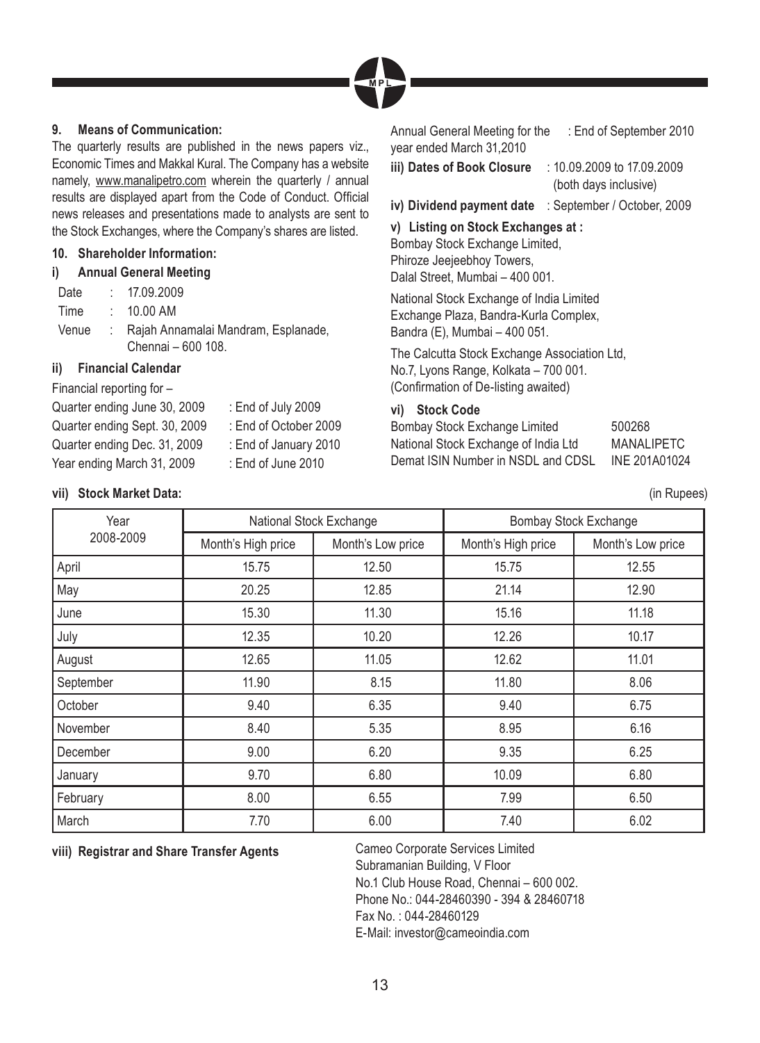### 9. Means of Communication:

The quarterly results are published in the news papers viz., Economic Times and Makkal Kural. The Company has a website namely, www.manalipetro.com wherein the quarterly / annual results are displayed apart from the Code of Conduct. Official news releases and presentations made to analysts are sent to the Stock Exchanges, where the Company's shares are listed.

### 10. Shareholder Information:

#### i) Annual General Meeting

| | | |
|---|---|---|
| Date | : | 17.09.2009 |
| Time | : | 10.00 AM |
| Venue | : | Rajah Annamalai Mandram, Esplanade, Chennai – 600 108. |

#### ii) Financial Calendar

Financial reporting for –

| | |
|---|---|
| Quarter ending June 30, 2009 | : End of July 2009 |
| Quarter ending Sept. 30, 2009 | : End of October 2009 |
| Quarter ending Dec. 31, 2009 | : End of January 2010 |
| Year ending March 31, 2009 | : End of June 2010 |
| Annual General Meeting for the year ended March 31,2010 | : End of September 2010 |

**iii) Dates of Book Closure** : 10.09.2009 to 17.09.2009 (both days inclusive)

**iv) Dividend payment date** : September / October, 2009

**v) Listing on Stock Exchanges at :**

Bombay Stock Exchange Limited,
Phiroze Jeejeebhoy Towers,
Dalal Street, Mumbai – 400 001.

National Stock Exchange of India Limited
Exchange Plaza, Bandra-Kurla Complex,
Bandra (E), Mumbai – 400 051.

The Calcutta Stock Exchange Association Ltd,
No.7, Lyons Range, Kolkata – 700 001.
(Confirmation of De-listing awaited)

#### vi) Stock Code

| | |
|---|---|
| Bombay Stock Exchange Limited | 500268 |
| National Stock Exchange of India Ltd | MANALIPETC |
| Demat ISIN Number in NSDL and CDSL | INE 201A01024 |

#### vii) Stock Market Data:

(in Rupees)

| Year 2008-2009 | National Stock Exchange | | Bombay Stock Exchange | |
|---|---|---|---|---|
| | Month's High price | Month's Low price | Month's High price | Month's Low price |
| April | 15.75 | 12.50 | 15.75 | 12.55 |
| May | 20.25 | 12.85 | 21.14 | 12.90 |
| June | 15.30 | 11.30 | 15.16 | 11.18 |
| July | 12.35 | 10.20 | 12.26 | 10.17 |
| August | 12.65 | 11.05 | 12.62 | 11.01 |
| September | 11.90 | 8.15 | 11.80 | 8.06 |
| October | 9.40 | 6.35 | 9.40 | 6.75 |
| November | 8.40 | 5.35 | 8.95 | 6.16 |
| December | 9.00 | 6.20 | 9.35 | 6.25 |
| January | 9.70 | 6.80 | 10.09 | 6.80 |
| February | 8.00 | 6.55 | 7.99 | 6.50 |
| March | 7.70 | 6.00 | 7.40 | 6.02 |

#### viii) Registrar and Share Transfer Agents

Cameo Corporate Services Limited
Subramanian Building, V Floor
No.1 Club House Road, Chennai – 600 002.
Phone No.: 044-28460390 - 394 & 28460718
Fax No. : 044-28460129
E-Mail: investor@cameoindia.com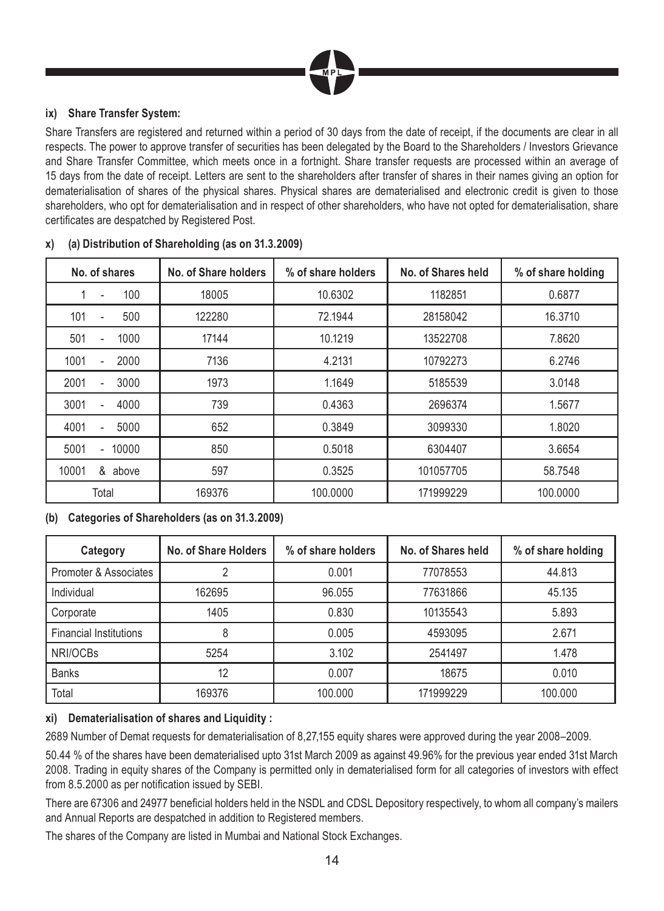### ix) Share Transfer System:

Share Transfers are registered and returned within a period of 30 days from the date of receipt, if the documents are clear in all respects. The power to approve transfer of securities has been delegated by the Board to the Shareholders / Investors Grievance and Share Transfer Committee, which meets once in a fortnight. Share transfer requests are processed within an average of 15 days from the date of receipt. Letters are sent to the shareholders after transfer of shares in their names giving an option for dematerialisation of shares of the physical shares. Physical shares are dematerialised and electronic credit is given to those shareholders, who opt for dematerialisation and in respect of other shareholders, who have not opted for dematerialisation, share certificates are despatched by Registered Post.

### x) (a) Distribution of Shareholding (as on 31.3.2009)

| No. of shares | No. of Share holders | % of share holders | No. of Shares held | % of share holding |
|---|---|---|---|---|
| 1 - 100 | 18005 | 10.6302 | 1182851 | 0.6877 |
| 101 - 500 | 122280 | 72.1944 | 28158042 | 16.3710 |
| 501 - 1000 | 17144 | 10.1219 | 13522708 | 7.8620 |
| 1001 - 2000 | 7136 | 4.2131 | 10792273 | 6.2746 |
| 2001 - 3000 | 1973 | 1.1649 | 5185539 | 3.0148 |
| 3001 - 4000 | 739 | 0.4363 | 2696374 | 1.5677 |
| 4001 - 5000 | 652 | 0.3849 | 3099330 | 1.8020 |
| 5001 - 10000 | 850 | 0.5018 | 6304407 | 3.6654 |
| 10001 & above | 597 | 0.3525 | 101057705 | 58.7548 |
| Total | 169376 | 100.0000 | 171999229 | 100.0000 |

### (b) Categories of Shareholders (as on 31.3.2009)

| Category | No. of Share Holders | % of share holders | No. of Shares held | % of share holding |
|---|---|---|---|---|
| Promoter & Associates | 2 | 0.001 | 77078553 | 44.813 |
| Individual | 162695 | 96.055 | 77631866 | 45.135 |
| Corporate | 1405 | 0.830 | 10135543 | 5.893 |
| Financial Institutions | 8 | 0.005 | 4593095 | 2.671 |
| NRI/OCBs | 5254 | 3.102 | 2541497 | 1.478 |
| Banks | 12 | 0.007 | 18675 | 0.010 |
| Total | 169376 | 100.000 | 171999229 | 100.000 |

### xi) Dematerialisation of shares and Liquidity :

2689 Number of Demat requests for dematerialisation of 8,27,155 equity shares were approved during the year 2008–2009.

50.44 % of the shares have been dematerialised upto 31st March 2009 as against 49.96% for the previous year ended 31st March 2008. Trading in equity shares of the Company is permitted only in dematerialised form for all categories of investors with effect from 8.5.2000 as per notification issued by SEBI.

There are 67306 and 24977 beneficial holders held in the NSDL and CDSL Depository respectively, to whom all company's mailers and Annual Reports are despatched in addition to Registered members.

The shares of the Company are listed in Mumbai and National Stock Exchanges.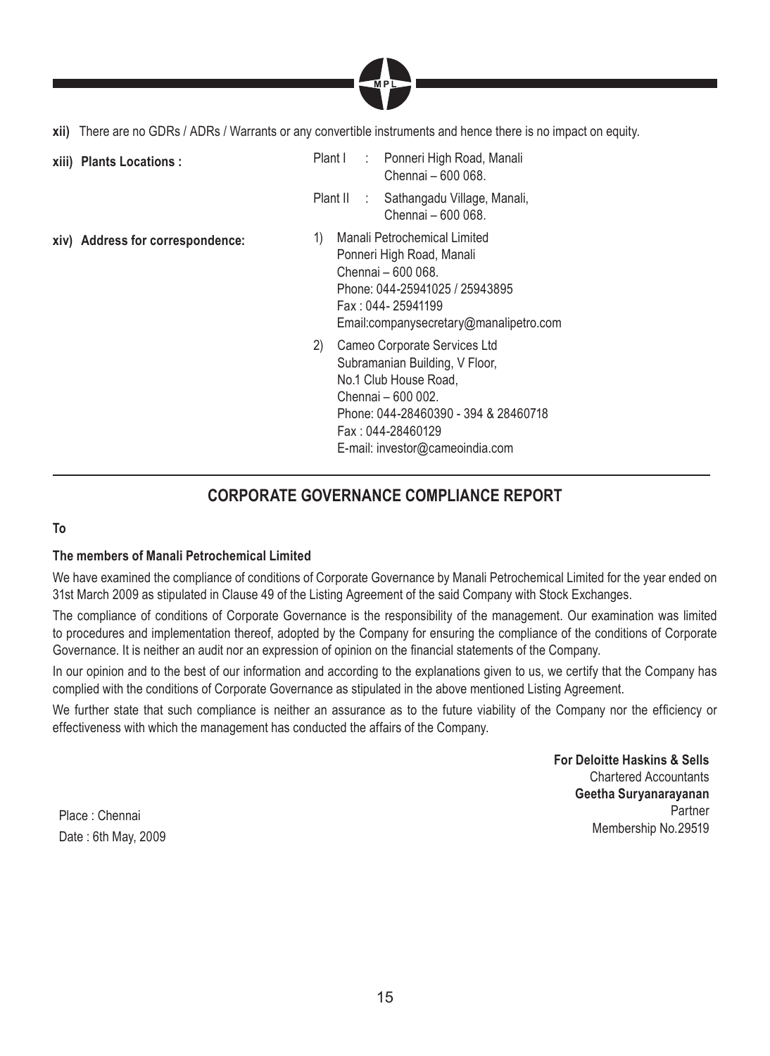**xii)** There are no GDRs / ADRs / Warrants or any convertible instruments and hence there is no impact on equity.

**xiii) Plants Locations :**

Plant I : Ponneri High Road, Manali
Chennai – 600 068.

Plant II : Sathangadu Village, Manali,
Chennai – 600 068.

**xiv) Address for correspondence:**

1) Manali Petrochemical Limited
Ponneri High Road, Manali
Chennai – 600 068.
Phone: 044-25941025 / 25943895
Fax : 044- 25941199
Email:companysecretary@manalipetro.com

2) Cameo Corporate Services Ltd
Subramanian Building, V Floor,
No.1 Club House Road,
Chennai – 600 002.
Phone: 044-28460390 - 394 & 28460718
Fax : 044-28460129
E-mail: investor@cameoindia.com

## CORPORATE GOVERNANCE COMPLIANCE REPORT

**To**

**The members of Manali Petrochemical Limited**

We have examined the compliance of conditions of Corporate Governance by Manali Petrochemical Limited for the year ended on 31st March 2009 as stipulated in Clause 49 of the Listing Agreement of the said Company with Stock Exchanges.

The compliance of conditions of Corporate Governance is the responsibility of the management. Our examination was limited to procedures and implementation thereof, adopted by the Company for ensuring the compliance of the conditions of Corporate Governance. It is neither an audit nor an expression of opinion on the financial statements of the Company.

In our opinion and to the best of our information and according to the explanations given to us, we certify that the Company has complied with the conditions of Corporate Governance as stipulated in the above mentioned Listing Agreement.

We further state that such compliance is neither an assurance as to the future viability of the Company nor the efficiency or effectiveness with which the management has conducted the affairs of the Company.

**For Deloitte Haskins & Sells**
Chartered Accountants
**Geetha Suryanarayanan**
Partner
Membership No.29519

Place : Chennai
Date : 6th May, 2009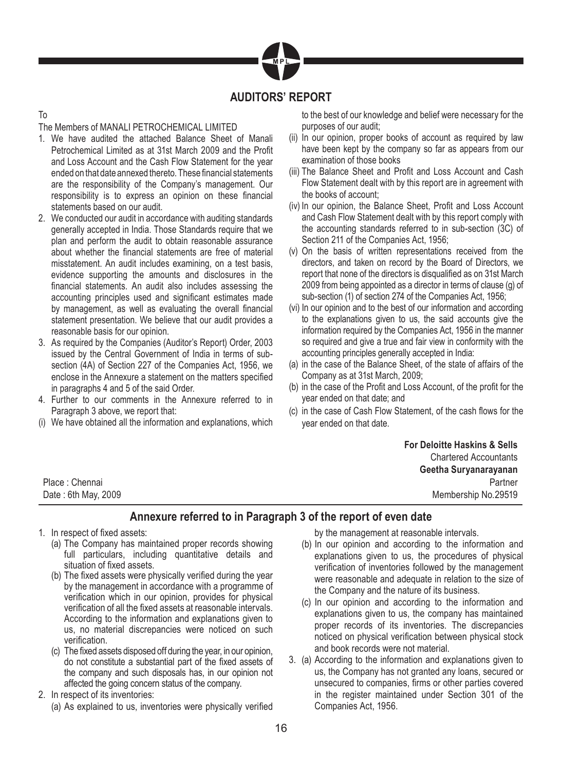## AUDITORS' REPORT

To

The Members of MANALI PETROCHEMICAL LIMITED

1. We have audited the attached Balance Sheet of Manali Petrochemical Limited as at 31st March 2009 and the Profit and Loss Account and the Cash Flow Statement for the year ended on that date annexed thereto. These financial statements are the responsibility of the Company's management. Our responsibility is to express an opinion on these financial statements based on our audit.
2. We conducted our audit in accordance with auditing standards generally accepted in India. Those Standards require that we plan and perform the audit to obtain reasonable assurance about whether the financial statements are free of material misstatement. An audit includes examining, on a test basis, evidence supporting the amounts and disclosures in the financial statements. An audit also includes assessing the accounting principles used and significant estimates made by management, as well as evaluating the overall financial statement presentation. We believe that our audit provides a reasonable basis for our opinion.
3. As required by the Companies (Auditor's Report) Order, 2003 issued by the Central Government of India in terms of sub-section (4A) of Section 227 of the Companies Act, 1956, we enclose in the Annexure a statement on the matters specified in paragraphs 4 and 5 of the said Order.
4. Further to our comments in the Annexure referred to in Paragraph 3 above, we report that:

(i) We have obtained all the information and explanations, which to the best of our knowledge and belief were necessary for the purposes of our audit;

(ii) In our opinion, proper books of account as required by law have been kept by the company so far as appears from our examination of those books

(iii) The Balance Sheet and Profit and Loss Account and Cash Flow Statement dealt with by this report are in agreement with the books of account;

(iv) In our opinion, the Balance Sheet, Profit and Loss Account and Cash Flow Statement dealt with by this report comply with the accounting standards referred to in sub-section (3C) of Section 211 of the Companies Act, 1956;

(v) On the basis of written representations received from the directors, and taken on record by the Board of Directors, we report that none of the directors is disqualified as on 31st March 2009 from being appointed as a director in terms of clause (g) of sub-section (1) of section 274 of the Companies Act, 1956;

(vi) In our opinion and to the best of our information and according to the explanations given to us, the said accounts give the information required by the Companies Act, 1956 in the manner so required and give a true and fair view in conformity with the accounting principles generally accepted in India:

(a) in the case of the Balance Sheet, of the state of affairs of the Company as at 31st March, 2009;

(b) in the case of the Profit and Loss Account, of the profit for the year ended on that date; and

(c) in the case of Cash Flow Statement, of the cash flows for the year ended on that date.

**For Deloitte Haskins & Sells**
Chartered Accountants
**Geetha Suryanarayanan**
Partner
Membership No.29519

Place : Chennai
Date : 6th May, 2009

## Annexure referred to in Paragraph 3 of the report of even date

1. In respect of fixed assets:
   (a) The Company has maintained proper records showing full particulars, including quantitative details and situation of fixed assets.
   (b) The fixed assets were physically verified during the year by the management in accordance with a programme of verification which in our opinion, provides for physical verification of all the fixed assets at reasonable intervals. According to the information and explanations given to us, no material discrepancies were noticed on such verification.
   (c) The fixed assets disposed off during the year, in our opinion, do not constitute a substantial part of the fixed assets of the company and such disposals has, in our opinion not affected the going concern status of the company.
2. In respect of its inventories:
   (a) As explained to us, inventories were physically verified by the management at reasonable intervals.
   (b) In our opinion and according to the information and explanations given to us, the procedures of physical verification of inventories followed by the management were reasonable and adequate in relation to the size of the Company and the nature of its business.
   (c) In our opinion and according to the information and explanations given to us, the company has maintained proper records of its inventories. The discrepancies noticed on physical verification between physical stock and book records were not material.
3. (a) According to the information and explanations given to us, the Company has not granted any loans, secured or unsecured to companies, firms or other parties covered in the register maintained under Section 301 of the Companies Act, 1956.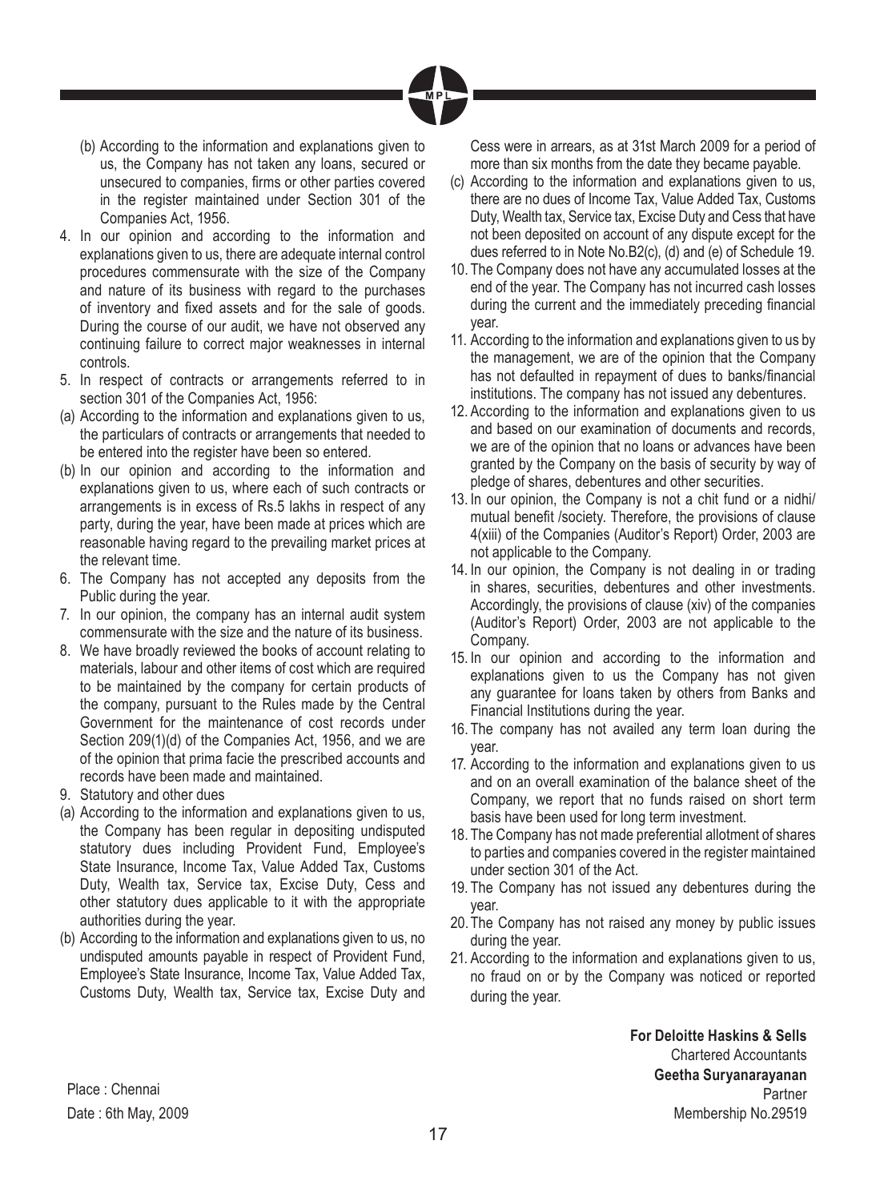(b) According to the information and explanations given to us, the Company has not taken any loans, secured or unsecured to companies, firms or other parties covered in the register maintained under Section 301 of the Companies Act, 1956.

4. In our opinion and according to the information and explanations given to us, there are adequate internal control procedures commensurate with the size of the Company and nature of its business with regard to the purchases of inventory and fixed assets and for the sale of goods. During the course of our audit, we have not observed any continuing failure to correct major weaknesses in internal controls.

5. In respect of contracts or arrangements referred to in section 301 of the Companies Act, 1956:

(a) According to the information and explanations given to us, the particulars of contracts or arrangements that needed to be entered into the register have been so entered.

(b) In our opinion and according to the information and explanations given to us, where each of such contracts or arrangements is in excess of Rs.5 lakhs in respect of any party, during the year, have been made at prices which are reasonable having regard to the prevailing market prices at the relevant time.

6. The Company has not accepted any deposits from the Public during the year.

7. In our opinion, the company has an internal audit system commensurate with the size and the nature of its business.

8. We have broadly reviewed the books of account relating to materials, labour and other items of cost which are required to be maintained by the company for certain products of the company, pursuant to the Rules made by the Central Government for the maintenance of cost records under Section 209(1)(d) of the Companies Act, 1956, and we are of the opinion that prima facie the prescribed accounts and records have been made and maintained.

9. Statutory and other dues

(a) According to the information and explanations given to us, the Company has been regular in depositing undisputed statutory dues including Provident Fund, Employee's State Insurance, Income Tax, Value Added Tax, Customs Duty, Wealth tax, Service tax, Excise Duty, Cess and other statutory dues applicable to it with the appropriate authorities during the year.

(b) According to the information and explanations given to us, no undisputed amounts payable in respect of Provident Fund, Employee's State Insurance, Income Tax, Value Added Tax, Customs Duty, Wealth tax, Service tax, Excise Duty and Cess were in arrears, as at 31st March 2009 for a period of more than six months from the date they became payable.

(c) According to the information and explanations given to us, there are no dues of Income Tax, Value Added Tax, Customs Duty, Wealth tax, Service tax, Excise Duty and Cess that have not been deposited on account of any dispute except for the dues referred to in Note No.B2(c), (d) and (e) of Schedule 19.

10. The Company does not have any accumulated losses at the end of the year. The Company has not incurred cash losses during the current and the immediately preceding financial year.

11. According to the information and explanations given to us by the management, we are of the opinion that the Company has not defaulted in repayment of dues to banks/financial institutions. The company has not issued any debentures.

12. According to the information and explanations given to us and based on our examination of documents and records, we are of the opinion that no loans or advances have been granted by the Company on the basis of security by way of pledge of shares, debentures and other securities.

13. In our opinion, the Company is not a chit fund or a nidhi/ mutual benefit /society. Therefore, the provisions of clause 4(xiii) of the Companies (Auditor's Report) Order, 2003 are not applicable to the Company.

14. In our opinion, the Company is not dealing in or trading in shares, securities, debentures and other investments. Accordingly, the provisions of clause (xiv) of the companies (Auditor's Report) Order, 2003 are not applicable to the Company.

15. In our opinion and according to the information and explanations given to us the Company has not given any guarantee for loans taken by others from Banks and Financial Institutions during the year.

16. The company has not availed any term loan during the year.

17. According to the information and explanations given to us and on an overall examination of the balance sheet of the Company, we report that no funds raised on short term basis have been used for long term investment.

18. The Company has not made preferential allotment of shares to parties and companies covered in the register maintained under section 301 of the Act.

19. The Company has not issued any debentures during the year.

20. The Company has not raised any money by public issues during the year.

21. According to the information and explanations given to us, no fraud on or by the Company was noticed or reported during the year.

**For Deloitte Haskins & Sells**
Chartered Accountants
**Geetha Suryanarayanan**
Partner
Membership No.29519

Place : Chennai
Date : 6th May, 2009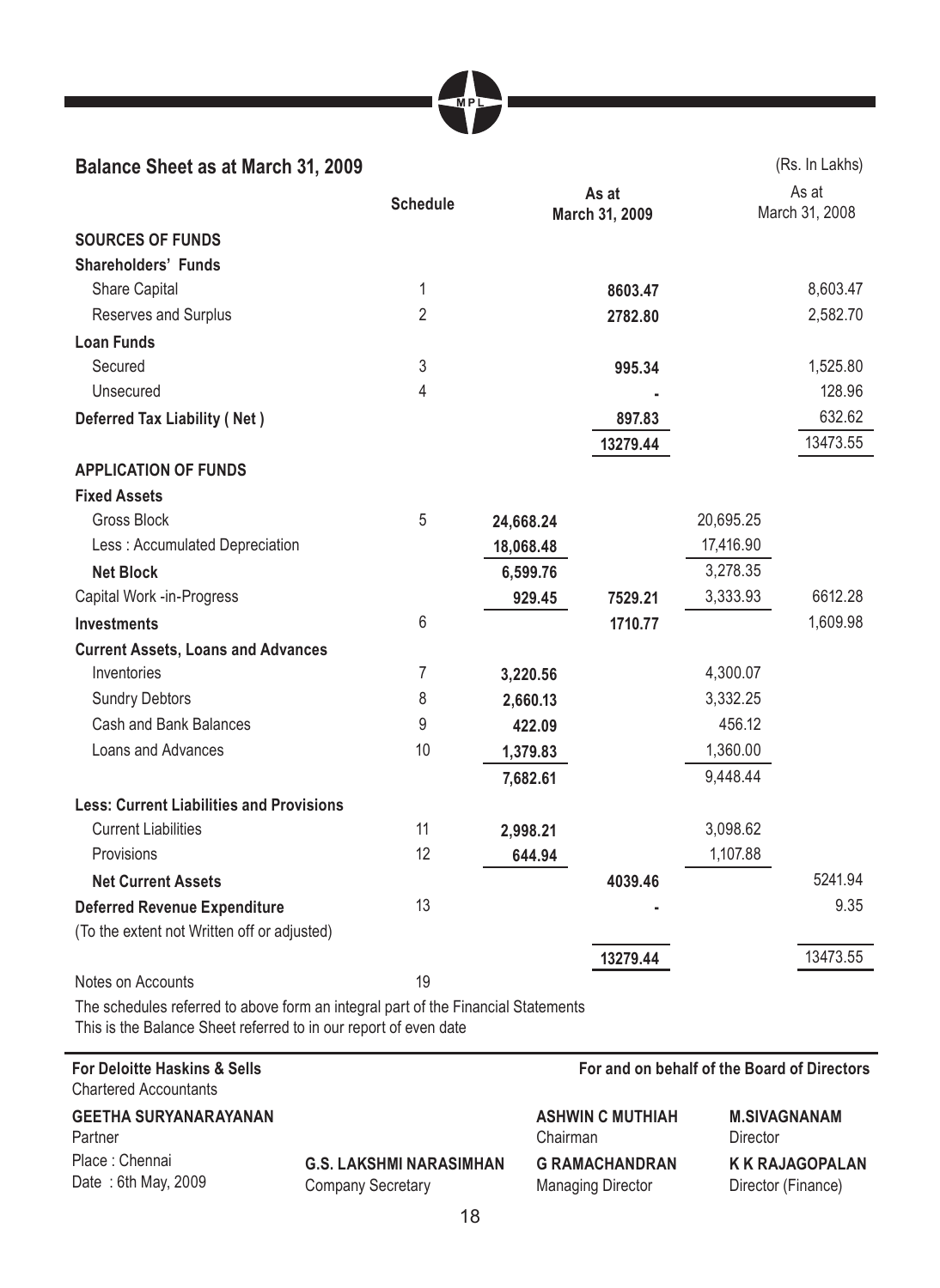## Balance Sheet as at March 31, 2009

(Rs. In Lakhs)

| | Schedule | As at March 31, 2009 | | As at March 31, 2008 | |
|---|---|---|---|---|---|
| **SOURCES OF FUNDS** | | | | | |
| **Shareholders' Funds** | | | | | |
| Share Capital | 1 | | **8603.47** | | 8,603.47 |
| Reserves and Surplus | 2 | | **2782.80** | | 2,582.70 |
| **Loan Funds** | | | | | |
| Secured | 3 | | **995.34** | | 1,525.80 |
| Unsecured | 4 | | **-** | | 128.96 |
| **Deferred Tax Liability ( Net )** | | | **897.83** | | 632.62 |
| | | | **13279.44** | | 13473.55 |
| **APPLICATION OF FUNDS** | | | | | |
| **Fixed Assets** | | | | | |
| Gross Block | 5 | **24,668.24** | | 20,695.25 | |
| Less : Accumulated Depreciation | | **18,068.48** | | 17,416.90 | |
| **Net Block** | | **6,599.76** | | 3,278.35 | |
| Capital Work -in-Progress | | **929.45** | **7529.21** | 3,333.93 | 6612.28 |
| **Investments** | 6 | | **1710.77** | | 1,609.98 |
| **Current Assets, Loans and Advances** | | | | | |
| Inventories | 7 | **3,220.56** | | 4,300.07 | |
| Sundry Debtors | 8 | **2,660.13** | | 3,332.25 | |
| Cash and Bank Balances | 9 | **422.09** | | 456.12 | |
| Loans and Advances | 10 | **1,379.83** | | 1,360.00 | |
| | | **7,682.61** | | 9,448.44 | |
| **Less: Current Liabilities and Provisions** | | | | | |
| Current Liabilities | 11 | **2,998.21** | | 3,098.62 | |
| Provisions | 12 | **644.94** | | 1,107.88 | |
| **Net Current Assets** | | | **4039.46** | | 5241.94 |
| **Deferred Revenue Expenditure** (To the extent not Written off or adjusted) | 13 | | **-** | | 9.35 |
| | | | **13279.44** | | 13473.55 |
| Notes on Accounts | 19 | | | | |

The schedules referred to above form an integral part of the Financial Statements
This is the Balance Sheet referred to in our report of even date

**For Deloitte Haskins & Sells**
Chartered Accountants

**GEETHA SURYANARAYANAN**
Partner
Place : Chennai
Date : 6th May, 2009

**G.S. LAKSHMI NARASIMHAN**
Company Secretary

**For and on behalf of the Board of Directors**

**ASHWIN C MUTHIAH**
Chairman

**M.SIVAGNANAM**
Director

**G RAMACHANDRAN**
Managing Director

**K K RAJAGOPALAN**
Director (Finance)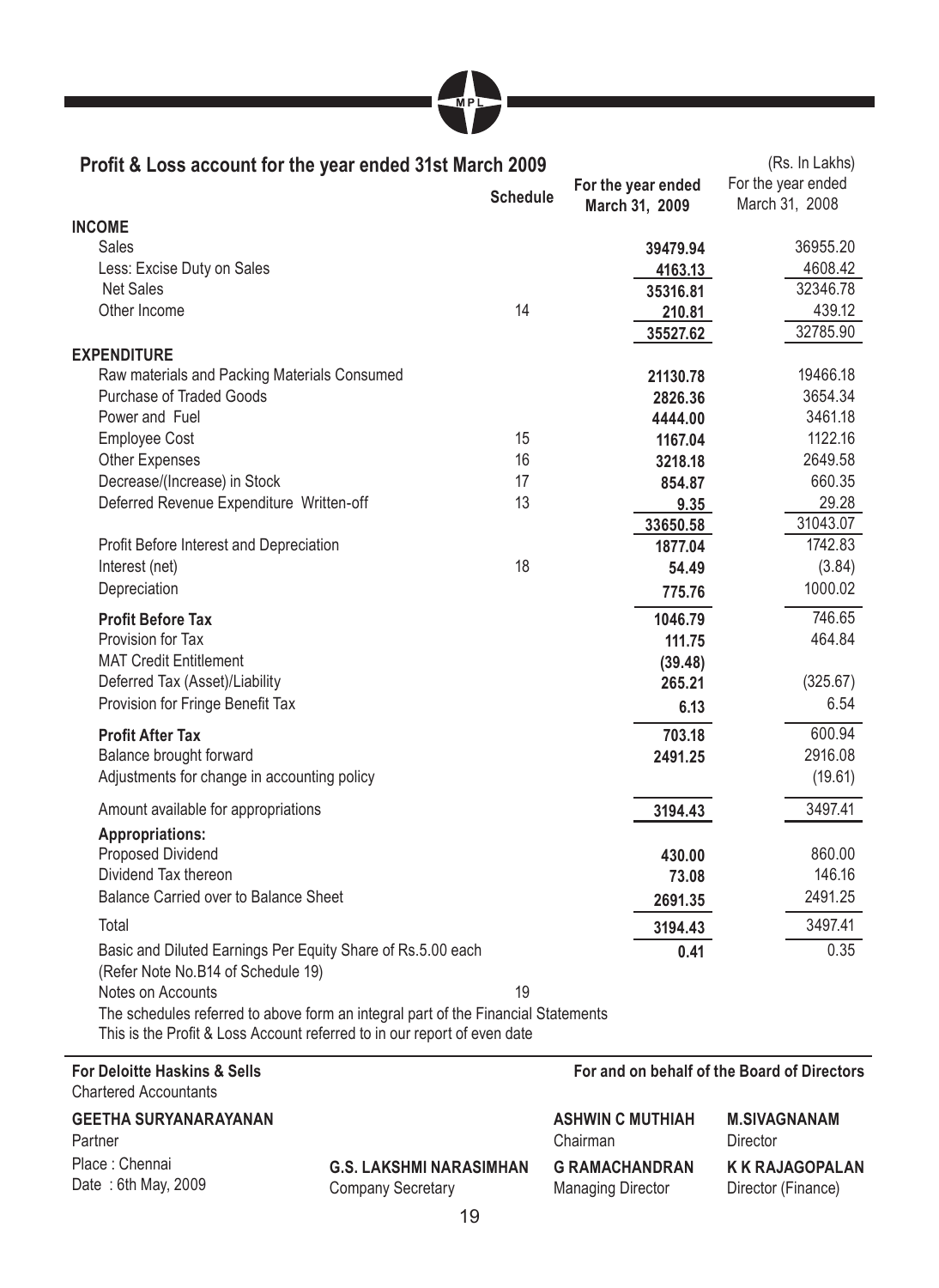## Profit & Loss account for the year ended 31st March 2009

(Rs. In Lakhs)

| | Schedule | For the year ended March 31, 2009 | For the year ended March 31, 2008 |
|---|---|---|---|
| **INCOME** | | | |
| Sales | | **39479.94** | 36955.20 |
| Less: Excise Duty on Sales | | **4163.13** | 4608.42 |
| Net Sales | | **35316.81** | 32346.78 |
| Other Income | 14 | **210.81** | 439.12 |
| | | **35527.62** | 32785.90 |
| **EXPENDITURE** | | | |
| Raw materials and Packing Materials Consumed | | **21130.78** | 19466.18 |
| Purchase of Traded Goods | | **2826.36** | 3654.34 |
| Power and Fuel | | **4444.00** | 3461.18 |
| Employee Cost | 15 | **1167.04** | 1122.16 |
| Other Expenses | 16 | **3218.18** | 2649.58 |
| Decrease/(Increase) in Stock | 17 | **854.87** | 660.35 |
| Deferred Revenue Expenditure Written-off | 13 | **9.35** | 29.28 |
| | | **33650.58** | 31043.07 |
| Profit Before Interest and Depreciation | | **1877.04** | 1742.83 |
| Interest (net) | 18 | **54.49** | (3.84) |
| Depreciation | | **775.76** | 1000.02 |
| **Profit Before Tax** | | **1046.79** | 746.65 |
| Provision for Tax | | **111.75** | 464.84 |
| MAT Credit Entitlement | | **(39.48)** | |
| Deferred Tax (Asset)/Liability | | **265.21** | (325.67) |
| Provision for Fringe Benefit Tax | | **6.13** | 6.54 |
| **Profit After Tax** | | **703.18** | 600.94 |
| Balance brought forward | | **2491.25** | 2916.08 |
| Adjustments for change in accounting policy | | | (19.61) |
| Amount available for appropriations | | **3194.43** | 3497.41 |
| **Appropriations:** | | | |
| Proposed Dividend | | **430.00** | 860.00 |
| Dividend Tax thereon | | **73.08** | 146.16 |
| Balance Carried over to Balance Sheet | | **2691.35** | 2491.25 |
| Total | | **3194.43** | 3497.41 |
| Basic and Diluted Earnings Per Equity Share of Rs.5.00 each (Refer Note No.B14 of Schedule 19) | | **0.41** | 0.35 |
| Notes on Accounts | 19 | | |

The schedules referred to above form an integral part of the Financial Statements

This is the Profit & Loss Account referred to in our report of even date

**For Deloitte Haskins & Sells**
Chartered Accountants

**GEETHA SURYANARAYANAN**
Partner
Place : Chennai
Date : 6th May, 2009

**G.S. LAKSHMI NARASIMHAN**
Company Secretary

**For and on behalf of the Board of Directors**

**ASHWIN C MUTHIAH**
Chairman

**M.SIVAGNANAM**
Director

**G RAMACHANDRAN**
Managing Director

**K K RAJAGOPALAN**
Director (Finance)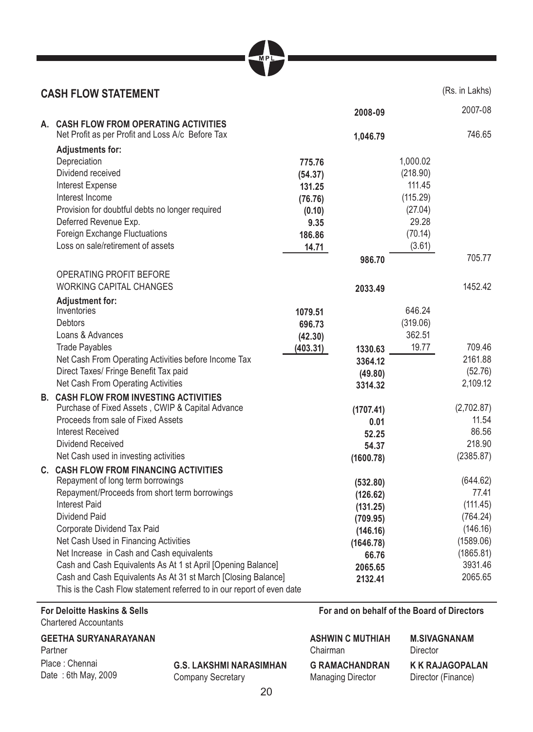## CASH FLOW STATEMENT

(Rs. in Lakhs)

| | | 2008-09 | | 2007-08 |
|---|---|---|---|---|
| **A. CASH FLOW FROM OPERATING ACTIVITIES** | | | | |
| Net Profit as per Profit and Loss A/c Before Tax | | 1,046.79 | | 746.65 |
| **Adjustments for:** | | | | |
| Depreciation | 775.76 | | 1,000.02 | |
| Dividend received | (54.37) | | (218.90) | |
| Interest Expense | 131.25 | | 111.45 | |
| Interest Income | (76.76) | | (115.29) | |
| Provision for doubtful debts no longer required | (0.10) | | (27.04) | |
| Deferred Revenue Exp. | 9.35 | | 29.28 | |
| Foreign Exchange Fluctuations | 186.86 | | (70.14) | |
| Loss on sale/retirement of assets | 14.71 | | (3.61) | |
| | | 986.70 | | 705.77 |
| OPERATING PROFIT BEFORE WORKING CAPITAL CHANGES | | 2033.49 | | 1452.42 |
| **Adjustment for:** | | | | |
| Inventories | 1079.51 | | 646.24 | |
| Debtors | 696.73 | | (319.06) | |
| Loans & Advances | (42.30) | | 362.51 | |
| Trade Payables | (403.31) | 1330.63 | 19.77 | 709.46 |
| Net Cash From Operating Activities before Income Tax | | 3364.12 | | 2161.88 |
| Direct Taxes/ Fringe Benefit Tax paid | | (49.80) | | (52.76) |
| Net Cash From Operating Activities | | 3314.32 | | 2,109.12 |
| **B. CASH FLOW FROM INVESTING ACTIVITIES** | | | | |
| Purchase of Fixed Assets , CWIP & Capital Advance | | (1707.41) | | (2,702.87) |
| Proceeds from sale of Fixed Assets | | 0.01 | | 11.54 |
| Interest Received | | 52.25 | | 86.56 |
| Dividend Received | | 54.37 | | 218.90 |
| Net Cash used in investing activities | | (1600.78) | | (2385.87) |
| **C. CASH FLOW FROM FINANCING ACTIVITIES** | | | | |
| Repayment of long term borrowings | | (532.80) | | (644.62) |
| Repayment/Proceeds from short term borrowings | | (126.62) | | 77.41 |
| Interest Paid | | (131.25) | | (111.45) |
| Dividend Paid | | (709.95) | | (764.24) |
| Corporate Dividend Tax Paid | | (146.16) | | (146.16) |
| Net Cash Used in Financing Activities | | (1646.78) | | (1589.06) |
| Net Increase in Cash and Cash equivalents | | 66.76 | | (1865.81) |
| Cash and Cash Equivalents As At 1 st April [Opening Balance] | | 2065.65 | | 3931.46 |
| Cash and Cash Equivalents As At 31 st March [Closing Balance] | | 2132.41 | | 2065.65 |

This is the Cash Flow statement referred to in our report of even date

**For Deloitte Haskins & Sells**
Chartered Accountants

**GEETHA SURYANARAYANAN**
Partner

Place : Chennai
Date : 6th May, 2009

**G.S. LAKSHMI NARASIMHAN**
Company Secretary

**For and on behalf of the Board of Directors**

**ASHWIN C MUTHIAH**
Chairman

**M.SIVAGNANAM**
Director

**G RAMACHANDRAN**
Managing Director

**K K RAJAGOPALAN**
Director (Finance)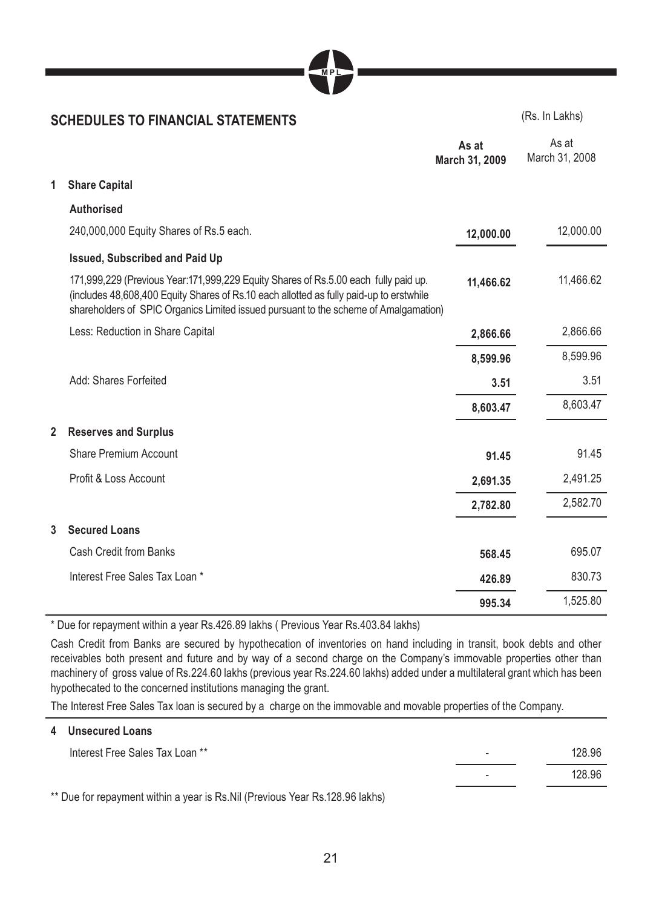## SCHEDULES TO FINANCIAL STATEMENTS

(Rs. In Lakhs)

| | | As at March 31, 2009 | As at March 31, 2008 |
|---|---|---|---|
| **1** | **Share Capital** | | |
| | **Authorised** | | |
| | 240,000,000 Equity Shares of Rs.5 each. | **12,000.00** | 12,000.00 |
| | **Issued, Subscribed and Paid Up** | | |
| | 171,999,229 (Previous Year:171,999,229 Equity Shares of Rs.5.00 each fully paid up. (includes 48,608,400 Equity Shares of Rs.10 each allotted as fully paid-up to erstwhile shareholders of SPIC Organics Limited issued pursuant to the scheme of Amalgamation) | **11,466.62** | 11,466.62 |
| | Less: Reduction in Share Capital | **2,866.66** | 2,866.66 |
| | | **8,599.96** | 8,599.96 |
| | Add: Shares Forfeited | **3.51** | 3.51 |
| | | **8,603.47** | 8,603.47 |
| **2** | **Reserves and Surplus** | | |
| | Share Premium Account | **91.45** | 91.45 |
| | Profit & Loss Account | **2,691.35** | 2,491.25 |
| | | **2,782.80** | 2,582.70 |
| **3** | **Secured Loans** | | |
| | Cash Credit from Banks | **568.45** | 695.07 |
| | Interest Free Sales Tax Loan * | **426.89** | 830.73 |
| | | **995.34** | 1,525.80 |

* Due for repayment within a year Rs.426.89 lakhs ( Previous Year Rs.403.84 lakhs)

Cash Credit from Banks are secured by hypothecation of inventories on hand including in transit, book debts and other receivables both present and future and by way of a second charge on the Company's immovable properties other than machinery of gross value of Rs.224.60 lakhs (previous year Rs.224.60 lakhs) added under a multilateral grant which has been hypothecated to the concerned institutions managing the grant.

The Interest Free Sales Tax loan is secured by a charge on the immovable and movable properties of the Company.

| | | As at March 31, 2009 | As at March 31, 2008 |
|---|---|---|---|
| **4** | **Unsecured Loans** | | |
| | Interest Free Sales Tax Loan ** | - | 128.96 |
| | | - | 128.96 |

** Due for repayment within a year is Rs.Nil (Previous Year Rs.128.96 lakhs)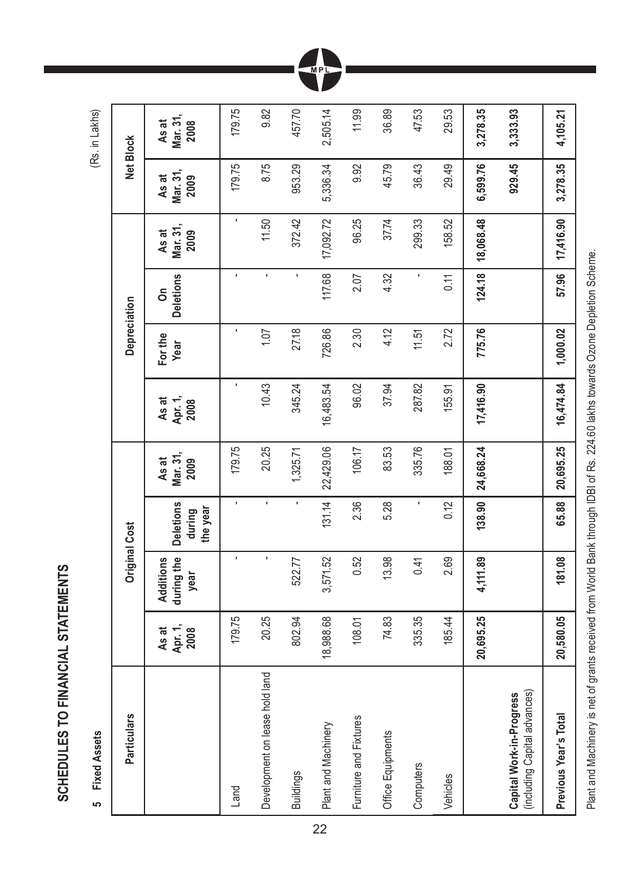## SCHEDULES TO FINANCIAL STATEMENTS

### 5 Fixed Assets

(Rs. in Lakhs)

| Particulars | Original Cost | | | | Depreciation | | | | Net Block | |
|---|---|---|---|---|---|---|---|---|---|---|
| | As at Apr. 1, 2008 | Additions during the year | Deletions during the year | As at Mar. 31, 2009 | As at Apr. 1, 2008 | For the Year | On Deletions | As at Mar. 31, 2009 | As at Mar. 31, 2009 | As at Mar. 31, 2008 |
| Land | 179.75 | - | - | 179.75 | - | - | - | - | 179.75 | 179.75 |
| Development on lease hold land | 20.25 | - | - | 20.25 | 10.43 | 1.07 | - | 11.50 | 8.75 | 9.82 |
| Buildings | 802.94 | 522.77 | - | 1,325.71 | 345.24 | 27.18 | - | 372.42 | 953.29 | 457.70 |
| Plant and Machinery | 18,988.68 | 3,571.52 | 131.14 | 22,429.06 | 16,483.54 | 726.86 | 117.68 | 17,092.72 | 5,336.34 | 2,505.14 |
| Furniture and Fixtures | 108.01 | 0.52 | 2.36 | 106.17 | 96.02 | 2.30 | 2.07 | 96.25 | 9.92 | 11.99 |
| Office Equipments | 74.83 | 13.98 | 5.28 | 83.53 | 37.94 | 4.12 | 4.32 | 37.74 | 45.79 | 36.89 |
| Computers | 335.35 | 0.41 | - | 335.76 | 287.82 | 11.51 | - | 299.33 | 36.43 | 47.53 |
| Vehicles | 185.44 | 2.69 | 0.12 | 188.01 | 155.91 | 2.72 | 0.11 | 158.52 | 29.49 | 29.53 |
| | **20,695.25** | **4,111.89** | **138.90** | **24,668.24** | **17,416.90** | **775.76** | **124.18** | **18,068.48** | **6,599.76** | **3,278.35** |
| **Capital Work-in-Progress** (including Capital advances) | | | | | | | | | **929.45** | **3,333.93** |
| **Previous Year's Total** | **20,580.05** | **181.08** | **65.88** | **20,695.25** | **16,474.84** | **1,000.02** | **57.96** | **17,416.90** | **3,278.35** | **4,105.21** |

Plant and Machinery is net of grants received from World Bank through IDBI of Rs. 224.60 lakhs towards Ozone Depletion Scheme.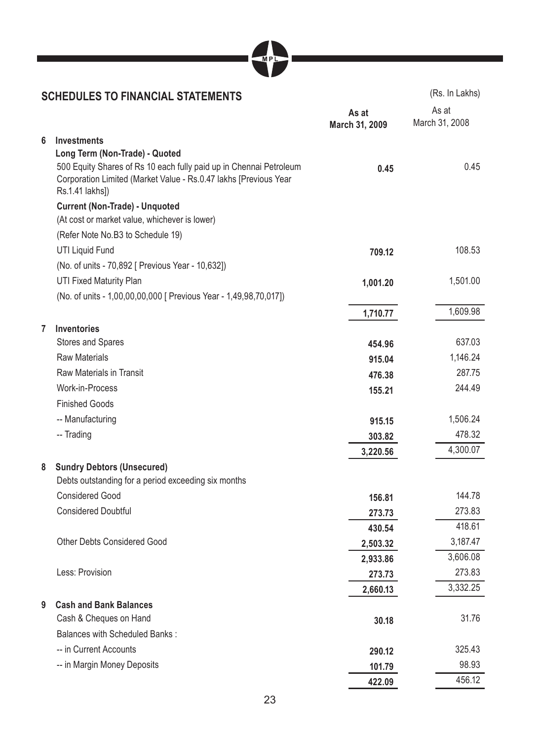## SCHEDULES TO FINANCIAL STATEMENTS

(Rs. In Lakhs)

| | | As at March 31, 2009 | As at March 31, 2008 |
|---|---|---|---|
| **6** | **Investments** | | |
| | **Long Term (Non-Trade) - Quoted** | | |
| | 500 Equity Shares of Rs 10 each fully paid up in Chennai Petroleum Corporation Limited (Market Value - Rs.0.47 lakhs [Previous Year Rs.1.41 lakhs]) | **0.45** | 0.45 |
| | **Current (Non-Trade) - Unquoted** | | |
| | (At cost or market value, whichever is lower) | | |
| | (Refer Note No.B3 to Schedule 19) | | |
| | UTI Liquid Fund | **709.12** | 108.53 |
| | (No. of units - 70,892 [ Previous Year - 10,632]) | | |
| | UTI Fixed Maturity Plan | **1,001.20** | 1,501.00 |
| | (No. of units - 1,00,00,00,000 [ Previous Year - 1,49,98,70,017]) | | |
| | | **1,710.77** | 1,609.98 |
| **7** | **Inventories** | | |
| | Stores and Spares | **454.96** | 637.03 |
| | Raw Materials | **915.04** | 1,146.24 |
| | Raw Materials in Transit | **476.38** | 287.75 |
| | Work-in-Process | **155.21** | 244.49 |
| | Finished Goods | | |
| | -- Manufacturing | **915.15** | 1,506.24 |
| | -- Trading | **303.82** | 478.32 |
| | | **3,220.56** | 4,300.07 |
| **8** | **Sundry Debtors (Unsecured)** | | |
| | Debts outstanding for a period exceeding six months | | |
| | Considered Good | **156.81** | 144.78 |
| | Considered Doubtful | **273.73** | 273.83 |
| | | **430.54** | 418.61 |
| | Other Debts Considered Good | **2,503.32** | 3,187.47 |
| | | **2,933.86** | 3,606.08 |
| | Less: Provision | **273.73** | 273.83 |
| | | **2,660.13** | 3,332.25 |
| **9** | **Cash and Bank Balances** | | |
| | Cash & Cheques on Hand | **30.18** | 31.76 |
| | Balances with Scheduled Banks : | | |
| | -- in Current Accounts | **290.12** | 325.43 |
| | -- in Margin Money Deposits | **101.79** | 98.93 |
| | | **422.09** | 456.12 |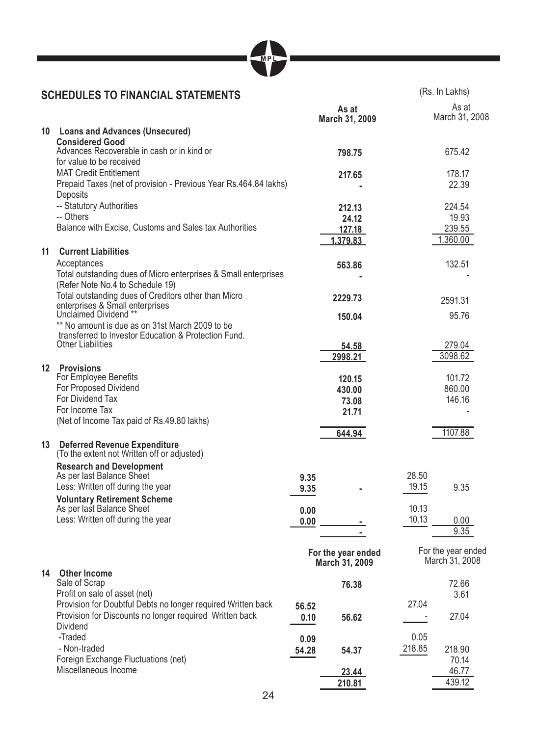## SCHEDULES TO FINANCIAL STATEMENTS

(Rs. In Lakhs)

| | | | As at March 31, 2009 | | As at March 31, 2008 |
|---|---|---|---|---|---|
| **10** | **Loans and Advances (Unsecured)** | | | | |
| | **Considered Good** | | | | |
| | Advances Recoverable in cash or in kind or for value to be received | | **798.75** | | 675.42 |
| | MAT Credit Entitlement | | **217.65** | | 178.17 |
| | Prepaid Taxes (net of provision - Previous Year Rs.464.84 lakhs) | | **-** | | 22.39 |
| | Deposits | | | | |
| | -- Statutory Authorities | | **212.13** | | 224.54 |
| | -- Others | | **24.12** | | 19.93 |
| | Balance with Excise, Customs and Sales tax Authorities | | **127.18** | | 239.55 |
| | | | **1,379.83** | | 1,360.00 |
| **11** | **Current Liabilities** | | | | |
| | Acceptances | | **563.86** | | 132.51 |
| | Total outstanding dues of Micro enterprises & Small enterprises (Refer Note No.4 to Schedule 19) | | **-** | | - |
| | Total outstanding dues of Creditors other than Micro enterprises & Small enterprises | | **2229.73** | | 2591.31 |
| | Unclaimed Dividend ** | | **150.04** | | 95.76 |
| | ** No amount is due as on 31st March 2009 to be transferred to Investor Education & Protection Fund. | | | | |
| | Other Liabilities | | **54.58** | | 279.04 |
| | | | **2998.21** | | 3098.62 |
| **12** | **Provisions** | | | | |
| | For Employee Benefits | | **120.15** | | 101.72 |
| | For Proposed Dividend | | **430.00** | | 860.00 |
| | For Dividend Tax | | **73.08** | | 146.16 |
| | For Income Tax (Net of Income Tax paid of Rs.49.80 lakhs) | | **21.71** | | - |
| | | | **644.94** | | 1107.88 |
| **13** | **Deferred Revenue Expenditure** (To the extent not Written off or adjusted) | | | | |
| | **Research and Development** | | | | |
| | As per last Balance Sheet | **9.35** | | 28.50 | |
| | Less: Written off during the year | **9.35** | **-** | 19.15 | 9.35 |
| | **Voluntary Retirement Scheme** | | | | |
| | As per last Balance Sheet | **0.00** | | 10.13 | |
| | Less: Written off during the year | **0.00** | **-** | 10.13 | 0.00 |
| | | | **-** | | 9.35 |

| | | | For the year ended March 31, 2009 | | For the year ended March 31, 2008 |
|---|---|---|---|---|---|
| **14** | **Other Income** | | | | |
| | Sale of Scrap | | **76.38** | | 72.66 |
| | Profit on sale of asset (net) | | | | 3.61 |
| | Provision for Doubtful Debts no longer required Written back | **56.52** | | 27.04 | |
| | Provision for Discounts no longer required Written back | **0.10** | **56.62** | - | 27.04 |
| | Dividend | | | | |
| | -Traded | **0.09** | | 0.05 | |
| | - Non-traded | **54.28** | **54.37** | 218.85 | 218.90 |
| | Foreign Exchange Fluctuations (net) | | | | 70.14 |
| | Miscellaneous Income | | **23.44** | | 46.77 |
| | | | **210.81** | | 439.12 |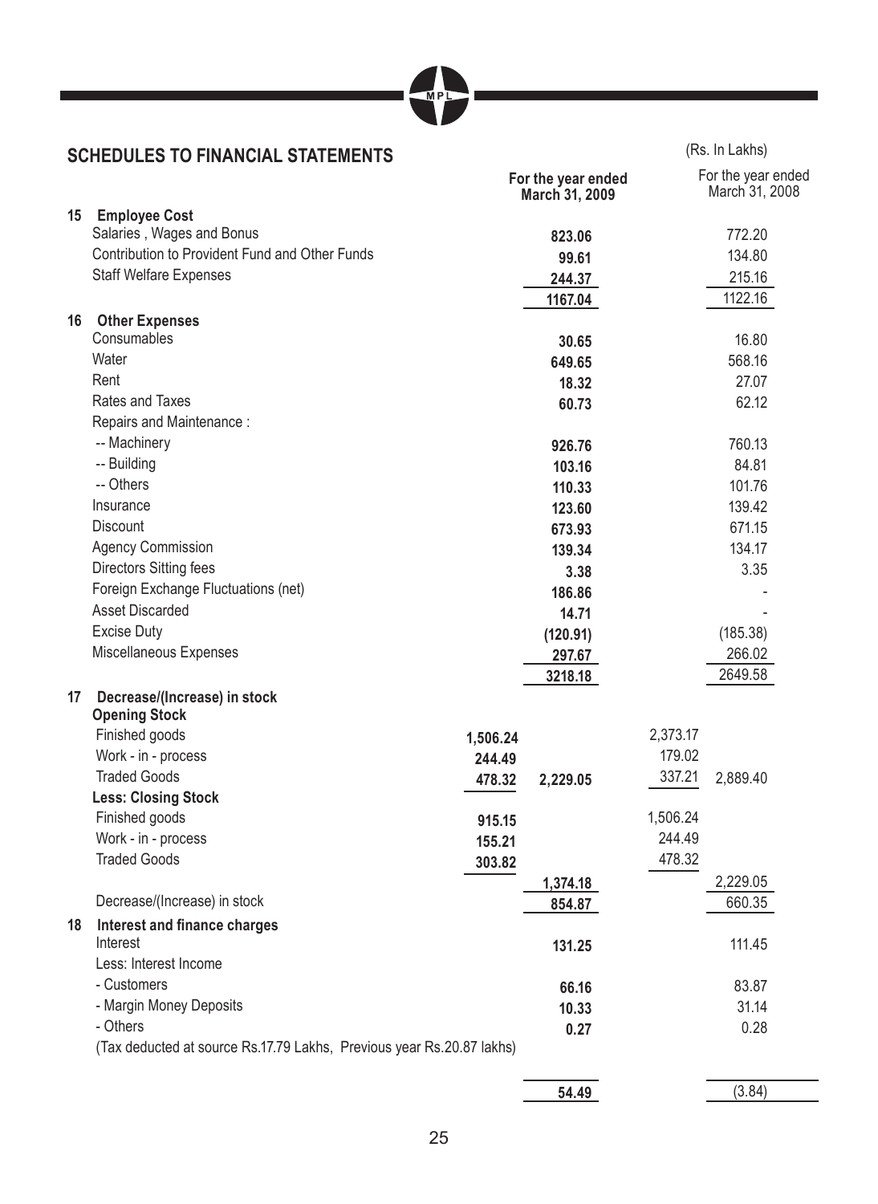## SCHEDULES TO FINANCIAL STATEMENTS

(Rs. In Lakhs)

| | | | For the year ended March 31, 2009 | | For the year ended March 31, 2008 |
|---|---|---|---|---|---|
| **15** | **Employee Cost** | | | | |
| | Salaries , Wages and Bonus | | **823.06** | | 772.20 |
| | Contribution to Provident Fund and Other Funds | | **99.61** | | 134.80 |
| | Staff Welfare Expenses | | **244.37** | | 215.16 |
| | | | **1167.04** | | 1122.16 |
| **16** | **Other Expenses** | | | | |
| | Consumables | | **30.65** | | 16.80 |
| | Water | | **649.65** | | 568.16 |
| | Rent | | **18.32** | | 27.07 |
| | Rates and Taxes | | **60.73** | | 62.12 |
| | Repairs and Maintenance : | | | | |
| | -- Machinery | | **926.76** | | 760.13 |
| | -- Building | | **103.16** | | 84.81 |
| | -- Others | | **110.33** | | 101.76 |
| | Insurance | | **123.60** | | 139.42 |
| | Discount | | **673.93** | | 671.15 |
| | Agency Commission | | **139.34** | | 134.17 |
| | Directors Sitting fees | | **3.38** | | 3.35 |
| | Foreign Exchange Fluctuations (net) | | **186.86** | | - |
| | Asset Discarded | | **14.71** | | - |
| | Excise Duty | | **(120.91)** | | (185.38) |
| | Miscellaneous Expenses | | **297.67** | | 266.02 |
| | | | **3218.18** | | 2649.58 |
| **17** | **Decrease/(Increase) in stock** | | | | |
| | **Opening Stock** | | | | |
| | Finished goods | **1,506.24** | | 2,373.17 | |
| | Work - in - process | **244.49** | | 179.02 | |
| | Traded Goods | **478.32** | **2,229.05** | 337.21 | 2,889.40 |
| | **Less: Closing Stock** | | | | |
| | Finished goods | **915.15** | | 1,506.24 | |
| | Work - in - process | **155.21** | | 244.49 | |
| | Traded Goods | **303.82** | | 478.32 | |
| | | | **1,374.18** | | 2,229.05 |
| | Decrease/(Increase) in stock | | **854.87** | | 660.35 |
| **18** | **Interest and finance charges** | | | | |
| | Interest | | **131.25** | | 111.45 |
| | Less: Interest Income | | | | |
| | - Customers | | **66.16** | | 83.87 |
| | - Margin Money Deposits | | **10.33** | | 31.14 |
| | - Others | | **0.27** | | 0.28 |
| | (Tax deducted at source Rs.17.79 Lakhs, Previous year Rs.20.87 lakhs) | | | | |
| | | | **54.49** | | (3.84) |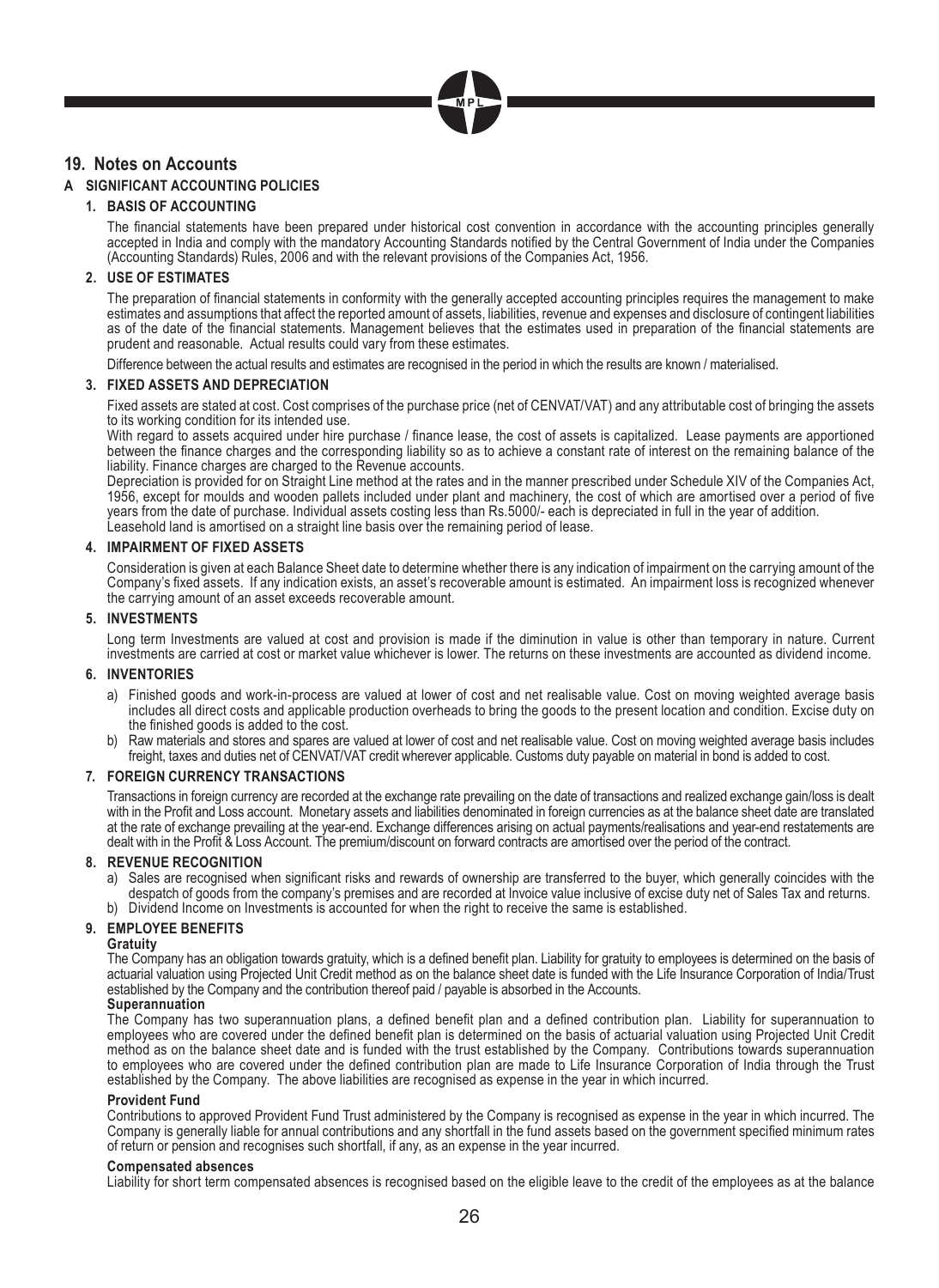## 19. Notes on Accounts

### A SIGNIFICANT ACCOUNTING POLICIES

#### 1. BASIS OF ACCOUNTING

The financial statements have been prepared under historical cost convention in accordance with the accounting principles generally accepted in India and comply with the mandatory Accounting Standards notified by the Central Government of India under the Companies (Accounting Standards) Rules, 2006 and with the relevant provisions of the Companies Act, 1956.

#### 2. USE OF ESTIMATES

The preparation of financial statements in conformity with the generally accepted accounting principles requires the management to make estimates and assumptions that affect the reported amount of assets, liabilities, revenue and expenses and disclosure of contingent liabilities as of the date of the financial statements. Management believes that the estimates used in preparation of the financial statements are prudent and reasonable. Actual results could vary from these estimates.

Difference between the actual results and estimates are recognised in the period in which the results are known / materialised.

#### 3. FIXED ASSETS AND DEPRECIATION

Fixed assets are stated at cost. Cost comprises of the purchase price (net of CENVAT/VAT) and any attributable cost of bringing the assets to its working condition for its intended use.

With regard to assets acquired under hire purchase / finance lease, the cost of assets is capitalized. Lease payments are apportioned between the finance charges and the corresponding liability so as to achieve a constant rate of interest on the remaining balance of the liability. Finance charges are charged to the Revenue accounts.

Depreciation is provided for on Straight Line method at the rates and in the manner prescribed under Schedule XIV of the Companies Act, 1956, except for moulds and wooden pallets included under plant and machinery, the cost of which are amortised over a period of five years from the date of purchase. Individual assets costing less than Rs.5000/- each is depreciated in full in the year of addition.

Leasehold land is amortised on a straight line basis over the remaining period of lease.

#### 4. IMPAIRMENT OF FIXED ASSETS

Consideration is given at each Balance Sheet date to determine whether there is any indication of impairment on the carrying amount of the Company's fixed assets. If any indication exists, an asset's recoverable amount is estimated. An impairment loss is recognized whenever the carrying amount of an asset exceeds recoverable amount.

#### 5. INVESTMENTS

Long term Investments are valued at cost and provision is made if the diminution in value is other than temporary in nature. Current investments are carried at cost or market value whichever is lower. The returns on these investments are accounted as dividend income.

#### 6. INVENTORIES

a) Finished goods and work-in-process are valued at lower of cost and net realisable value. Cost on moving weighted average basis includes all direct costs and applicable production overheads to bring the goods to the present location and condition. Excise duty on the finished goods is added to the cost.

b) Raw materials and stores and spares are valued at lower of cost and net realisable value. Cost on moving weighted average basis includes freight, taxes and duties net of CENVAT/VAT credit wherever applicable. Customs duty payable on material in bond is added to cost.

#### 7. FOREIGN CURRENCY TRANSACTIONS

Transactions in foreign currency are recorded at the exchange rate prevailing on the date of transactions and realized exchange gain/loss is dealt with in the Profit and Loss account. Monetary assets and liabilities denominated in foreign currencies as at the balance sheet date are translated at the rate of exchange prevailing at the year-end. Exchange differences arising on actual payments/realisations and year-end restatements are dealt with in the Profit & Loss Account. The premium/discount on forward contracts are amortised over the period of the contract.

#### 8. REVENUE RECOGNITION

a) Sales are recognised when significant risks and rewards of ownership are transferred to the buyer, which generally coincides with the despatch of goods from the company's premises and are recorded at Invoice value inclusive of excise duty net of Sales Tax and returns.

b) Dividend Income on Investments is accounted for when the right to receive the same is established.

#### 9. EMPLOYEE BENEFITS

**Gratuity**

The Company has an obligation towards gratuity, which is a defined benefit plan. Liability for gratuity to employees is determined on the basis of actuarial valuation using Projected Unit Credit method as on the balance sheet date is funded with the Life Insurance Corporation of India/Trust established by the Company and the contribution thereof paid / payable is absorbed in the Accounts.

**Superannuation**

The Company has two superannuation plans, a defined benefit plan and a defined contribution plan. Liability for superannuation to employees who are covered under the defined benefit plan is determined on the basis of actuarial valuation using Projected Unit Credit method as on the balance sheet date and is funded with the trust established by the Company. Contributions towards superannuation to employees who are covered under the defined contribution plan are made to Life Insurance Corporation of India through the Trust established by the Company. The above liabilities are recognised as expense in the year in which incurred.

**Provident Fund**

Contributions to approved Provident Fund Trust administered by the Company is recognised as expense in the year in which incurred. The Company is generally liable for annual contributions and any shortfall in the fund assets based on the government specified minimum rates of return or pension and recognises such shortfall, if any, as an expense in the year incurred.

**Compensated absences**

Liability for short term compensated absences is recognised based on the eligible leave to the credit of the employees as at the balance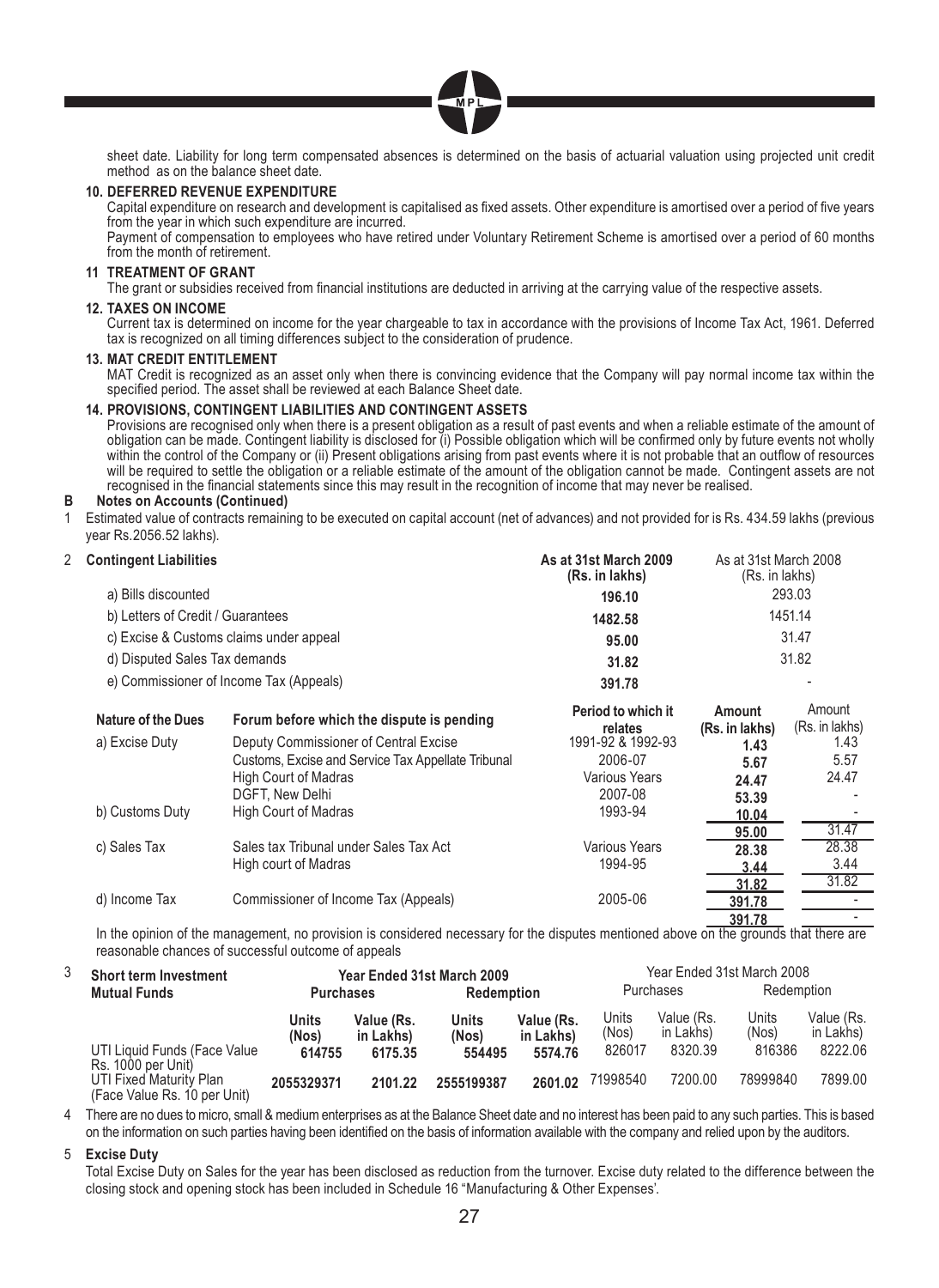sheet date. Liability for long term compensated absences is determined on the basis of actuarial valuation using projected unit credit method as on the balance sheet date.

**10. DEFERRED REVENUE EXPENDITURE**

Capital expenditure on research and development is capitalised as fixed assets. Other expenditure is amortised over a period of five years from the year in which such expenditure are incurred.

Payment of compensation to employees who have retired under Voluntary Retirement Scheme is amortised over a period of 60 months from the month of retirement.

**11 TREATMENT OF GRANT**

The grant or subsidies received from financial institutions are deducted in arriving at the carrying value of the respective assets.

**12. TAXES ON INCOME**

Current tax is determined on income for the year chargeable to tax in accordance with the provisions of Income Tax Act, 1961. Deferred tax is recognized on all timing differences subject to the consideration of prudence.

**13. MAT CREDIT ENTITLEMENT**

MAT Credit is recognized as an asset only when there is convincing evidence that the Company will pay normal income tax within the specified period. The asset shall be reviewed at each Balance Sheet date.

**14. PROVISIONS, CONTINGENT LIABILITIES AND CONTINGENT ASSETS**

Provisions are recognised only when there is a present obligation as a result of past events and when a reliable estimate of the amount of obligation can be made. Contingent liability is disclosed for (i) Possible obligation which will be confirmed only by future events not wholly within the control of the Company or (ii) Present obligations arising from past events where it is not probable that an outflow of resources will be required to settle the obligation or a reliable estimate of the amount of the obligation cannot be made. Contingent assets are not recognised in the financial statements since this may result in the recognition of income that may never be realised.

**B Notes on Accounts (Continued)**

1 Estimated value of contracts remaining to be executed on capital account (net of advances) and not provided for is Rs. 434.59 lakhs (previous year Rs.2056.52 lakhs).

2 **Contingent Liabilities**

| | As at 31st March 2009 (Rs. in lakhs) | As at 31st March 2008 (Rs. in lakhs) |
|---|---|---|
| a) Bills discounted | **196.10** | 293.03 |
| b) Letters of Credit / Guarantees | **1482.58** | 1451.14 |
| c) Excise & Customs claims under appeal | **95.00** | 31.47 |
| d) Disputed Sales Tax demands | **31.82** | 31.82 |
| e) Commissioner of Income Tax (Appeals) | **391.78** | - |

| Nature of the Dues | Forum before which the dispute is pending | Period to which it relates | Amount (Rs. in lakhs) | Amount (Rs. in lakhs) |
|---|---|---|---|---|
| a) Excise Duty | Deputy Commissioner of Central Excise | 1991-92 & 1992-93 | **1.43** | 1.43 |
| | Customs, Excise and Service Tax Appellate Tribunal | 2006-07 | **5.67** | 5.57 |
| | High Court of Madras | Various Years | **24.47** | 24.47 |
| | DGFT, New Delhi | 2007-08 | **53.39** | - |
| b) Customs Duty | High Court of Madras | 1993-94 | **10.04** | - |
| | | | **95.00** | 31.47 |
| c) Sales Tax | Sales tax Tribunal under Sales Tax Act | Various Years | **28.38** | 28.38 |
| | High court of Madras | 1994-95 | **3.44** | 3.44 |
| | | | **31.82** | 31.82 |
| d) Income Tax | Commissioner of Income Tax (Appeals) | 2005-06 | **391.78** | - |
| | | | **391.78** | - |

In the opinion of the management, no provision is considered necessary for the disputes mentioned above on the grounds that there are reasonable chances of successful outcome of appeals

3 **Short term Investment**

| Mutual Funds | Year Ended 31st March 2009 | | | | Year Ended 31st March 2008 | | | |
|---|---|---|---|---|---|---|---|---|
| | Purchases | | Redemption | | Purchases | | Redemption | |
| | Units (Nos) | Value (Rs. in Lakhs) | Units (Nos) | Value (Rs. in Lakhs) | Units (Nos) | Value (Rs. in Lakhs) | Units (Nos) | Value (Rs. in Lakhs) |
| UTI Liquid Funds (Face Value Rs. 1000 per Unit) | **614755** | **6175.35** | **554495** | **5574.76** | 826017 | 8320.39 | 816386 | 8222.06 |
| UTI Fixed Maturity Plan (Face Value Rs. 10 per Unit) | **2055329371** | **2101.22** | **2555199387** | **2601.02** | 71998540 | 7200.00 | 78999840 | 7899.00 |

4 There are no dues to micro, small & medium enterprises as at the Balance Sheet date and no interest has been paid to any such parties. This is based on the information on such parties having been identified on the basis of information available with the company and relied upon by the auditors.

5 **Excise Duty**

Total Excise Duty on Sales for the year has been disclosed as reduction from the turnover. Excise duty related to the difference between the closing stock and opening stock has been included in Schedule 16 "Manufacturing & Other Expenses'.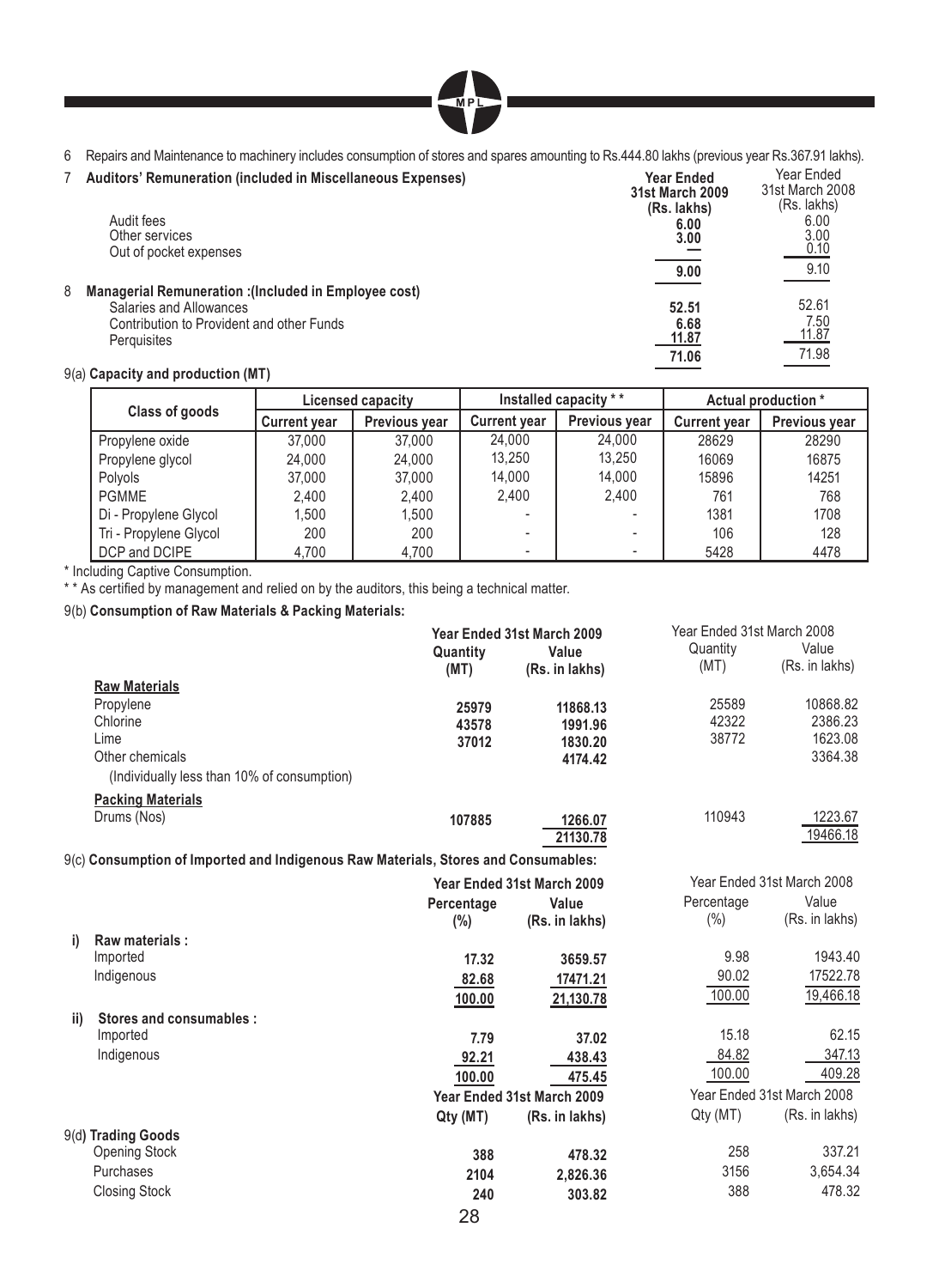6 Repairs and Maintenance to machinery includes consumption of stores and spares amounting to Rs.444.80 lakhs (previous year Rs.367.91 lakhs).

7 **Auditors' Remuneration (included in Miscellaneous Expenses)**

| | Year Ended 31st March 2009 (Rs. lakhs) | Year Ended 31st March 2008 (Rs. lakhs) |
|---|---|---|
| Audit fees | **6.00** | 6.00 |
| Other services | **3.00** | 3.00 |
| Out of pocket expenses | **—** | 0.10 |
| | **9.00** | 9.10 |

8 **Managerial Remuneration :(Included in Employee cost)**

| | Year Ended 31st March 2009 (Rs. lakhs) | Year Ended 31st March 2008 (Rs. lakhs) |
|---|---|---|
| Salaries and Allowances | **52.51** | 52.61 |
| Contribution to Provident and other Funds | **6.68** | 7.50 |
| Perquisites | **11.87** | 11.87 |
| | **71.06** | 71.98 |

9(a) **Capacity and production (MT)**

| Class of goods | Licensed capacity | | Installed capacity ** | | Actual production * | |
|---|---|---|---|---|---|---|
| | Current year | Previous year | Current year | Previous year | Current year | Previous year |
| Propylene oxide | 37,000 | 37,000 | 24,000 | 24,000 | 28629 | 28290 |
| Propylene glycol | 24,000 | 24,000 | 13,250 | 13,250 | 16069 | 16875 |
| Polyols | 37,000 | 37,000 | 14,000 | 14,000 | 15896 | 14251 |
| PGMME | 2,400 | 2,400 | 2,400 | 2,400 | 761 | 768 |
| Di - Propylene Glycol | 1,500 | 1,500 | - | - | 1381 | 1708 |
| Tri - Propylene Glycol | 200 | 200 | - | - | 106 | 128 |
| DCP and DCIPE | 4,700 | 4,700 | - | - | 5428 | 4478 |

* Including Captive Consumption.

* * As certified by management and relied on by the auditors, this being a technical matter.

9(b) **Consumption of Raw Materials & Packing Materials:**

| | Year Ended 31st March 2009 Quantity (MT) | Year Ended 31st March 2009 Value (Rs. in lakhs) | Year Ended 31st March 2008 Quantity (MT) | Year Ended 31st March 2008 Value (Rs. in lakhs) |
|---|---|---|---|---|
| **Raw Materials** | | | | |
| Propylene | **25979** | **11868.13** | 25589 | 10868.82 |
| Chlorine | **43578** | **1991.96** | 42322 | 2386.23 |
| Lime | **37012** | **1830.20** | 38772 | 1623.08 |
| Other chemicals (Individually less than 10% of consumption) | | **4174.42** | | 3364.38 |
| **Packing Materials** | | | | |
| Drums (Nos) | **107885** | **1266.07** | 110943 | 1223.67 |
| | | **21130.78** | | 19466.18 |

9(c) **Consumption of Imported and Indigenous Raw Materials, Stores and Consumables:**

| | Year Ended 31st March 2009 Percentage (%) | Year Ended 31st March 2009 Value (Rs. in lakhs) | Year Ended 31st March 2008 Percentage (%) | Year Ended 31st March 2008 Value (Rs. in lakhs) |
|---|---|---|---|---|
| **i) Raw materials :** | | | | |
| Imported | **17.32** | **3659.57** | 9.98 | 1943.40 |
| Indigenous | **82.68** | **17471.21** | 90.02 | 17522.78 |
| | **100.00** | **21,130.78** | 100.00 | 19,466.18 |
| **ii) Stores and consumables :** | | | | |
| Imported | **7.79** | **37.02** | 15.18 | 62.15 |
| Indigenous | **92.21** | **438.43** | 84.82 | 347.13 |
| | **100.00** | **475.45** | 100.00 | 409.28 |

9(d) **Trading Goods**

| | Year Ended 31st March 2009 Qty (MT) | Year Ended 31st March 2009 (Rs. in lakhs) | Year Ended 31st March 2008 Qty (MT) | Year Ended 31st March 2008 (Rs. in lakhs) |
|---|---|---|---|---|
| Opening Stock | **388** | **478.32** | 258 | 337.21 |
| Purchases | **2104** | **2,826.36** | 3156 | 3,654.34 |
| Closing Stock | **240** | **303.82** | 388 | 478.32 |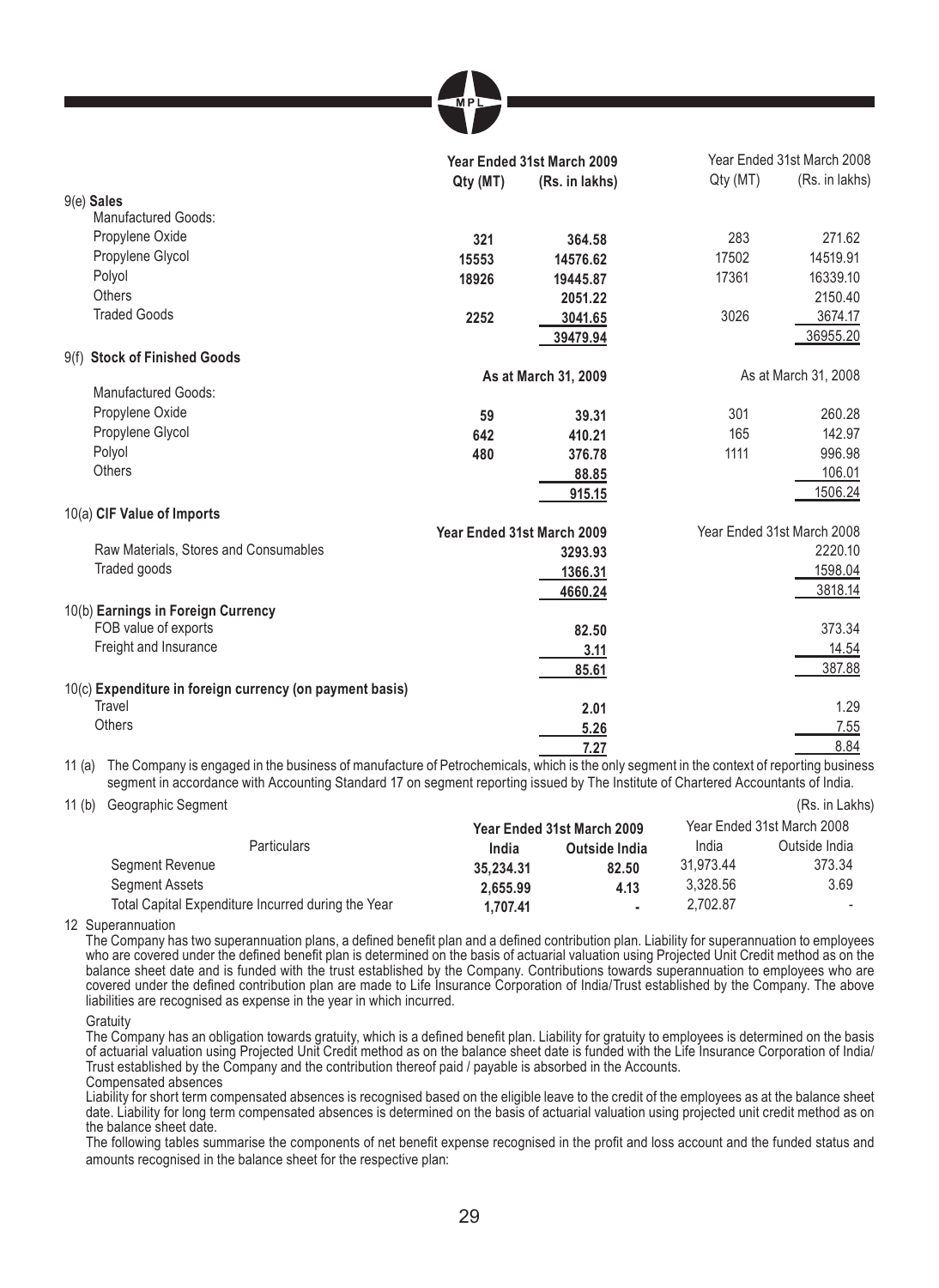| | Year Ended 31st March 2009 | | Year Ended 31st March 2008 | |
|---|---|---|---|---|
| | Qty (MT) | (Rs. in lakhs) | Qty (MT) | (Rs. in lakhs) |
| **9(e) Sales** | | | | |
| Manufactured Goods: | | | | |
| Propylene Oxide | 321 | 364.58 | 283 | 271.62 |
| Propylene Glycol | 15553 | 14576.62 | 17502 | 14519.91 |
| Polyol | 18926 | 19445.87 | 17361 | 16339.10 |
| Others | | 2051.22 | | 2150.40 |
| Traded Goods | 2252 | 3041.65 | 3026 | 3674.17 |
| | | 39479.94 | | 36955.20 |

**9(f) Stock of Finished Goods**

| | As at March 31, 2009 | | As at March 31, 2008 | |
|---|---|---|---|---|
| Manufactured Goods: | | | | |
| Propylene Oxide | 59 | 39.31 | 301 | 260.28 |
| Propylene Glycol | 642 | 410.21 | 165 | 142.97 |
| Polyol | 480 | 376.78 | 1111 | 996.98 |
| Others | | 88.85 | | 106.01 |
| | | 915.15 | | 1506.24 |

**10(a) CIF Value of Imports**

| | Year Ended 31st March 2009 | Year Ended 31st March 2008 |
|---|---|---|
| Raw Materials, Stores and Consumables | 3293.93 | 2220.10 |
| Traded goods | 1366.31 | 1598.04 |
| | 4660.24 | 3818.14 |
| **10(b) Earnings in Foreign Currency** | | |
| FOB value of exports | 82.50 | 373.34 |
| Freight and Insurance | 3.11 | 14.54 |
| | 85.61 | 387.88 |
| **10(c) Expenditure in foreign currency (on payment basis)** | | |
| Travel | 2.01 | 1.29 |
| Others | 5.26 | 7.55 |
| | 7.27 | 8.84 |

11 (a) The Company is engaged in the business of manufacture of Petrochemicals, which is the only segment in the context of reporting business segment in accordance with Accounting Standard 17 on segment reporting issued by The Institute of Chartered Accountants of India.

11 (b) Geographic Segment (Rs. in Lakhs)

| | Year Ended 31st March 2009 | | Year Ended 31st March 2008 | |
|---|---|---|---|---|
| Particulars | India | Outside India | India | Outside India |
| Segment Revenue | 35,234.31 | 82.50 | 31,973.44 | 373.34 |
| Segment Assets | 2,655.99 | 4.13 | 3,328.56 | 3.69 |
| Total Capital Expenditure Incurred during the Year | 1,707.41 | - | 2,702.87 | - |

12 Superannuation

The Company has two superannuation plans, a defined benefit plan and a defined contribution plan. Liability for superannuation to employees who are covered under the defined benefit plan is determined on the basis of actuarial valuation using Projected Unit Credit method as on the balance sheet date and is funded with the trust established by the Company. Contributions towards superannuation to employees who are covered under the defined contribution plan are made to Life Insurance Corporation of India/Trust established by the Company. The above liabilities are recognised as expense in the year in which incurred.

Gratuity

The Company has an obligation towards gratuity, which is a defined benefit plan. Liability for gratuity to employees is determined on the basis of actuarial valuation using Projected Unit Credit method as on the balance sheet date is funded with the Life Insurance Corporation of India/ Trust established by the Company and the contribution thereof paid / payable is absorbed in the Accounts.

Compensated absences

Liability for short term compensated absences is recognised based on the eligible leave to the credit of the employees as at the balance sheet date. Liability for long term compensated absences is determined on the basis of actuarial valuation using projected unit credit method as on the balance sheet date.

The following tables summarise the components of net benefit expense recognised in the profit and loss account and the funded status and amounts recognised in the balance sheet for the respective plan: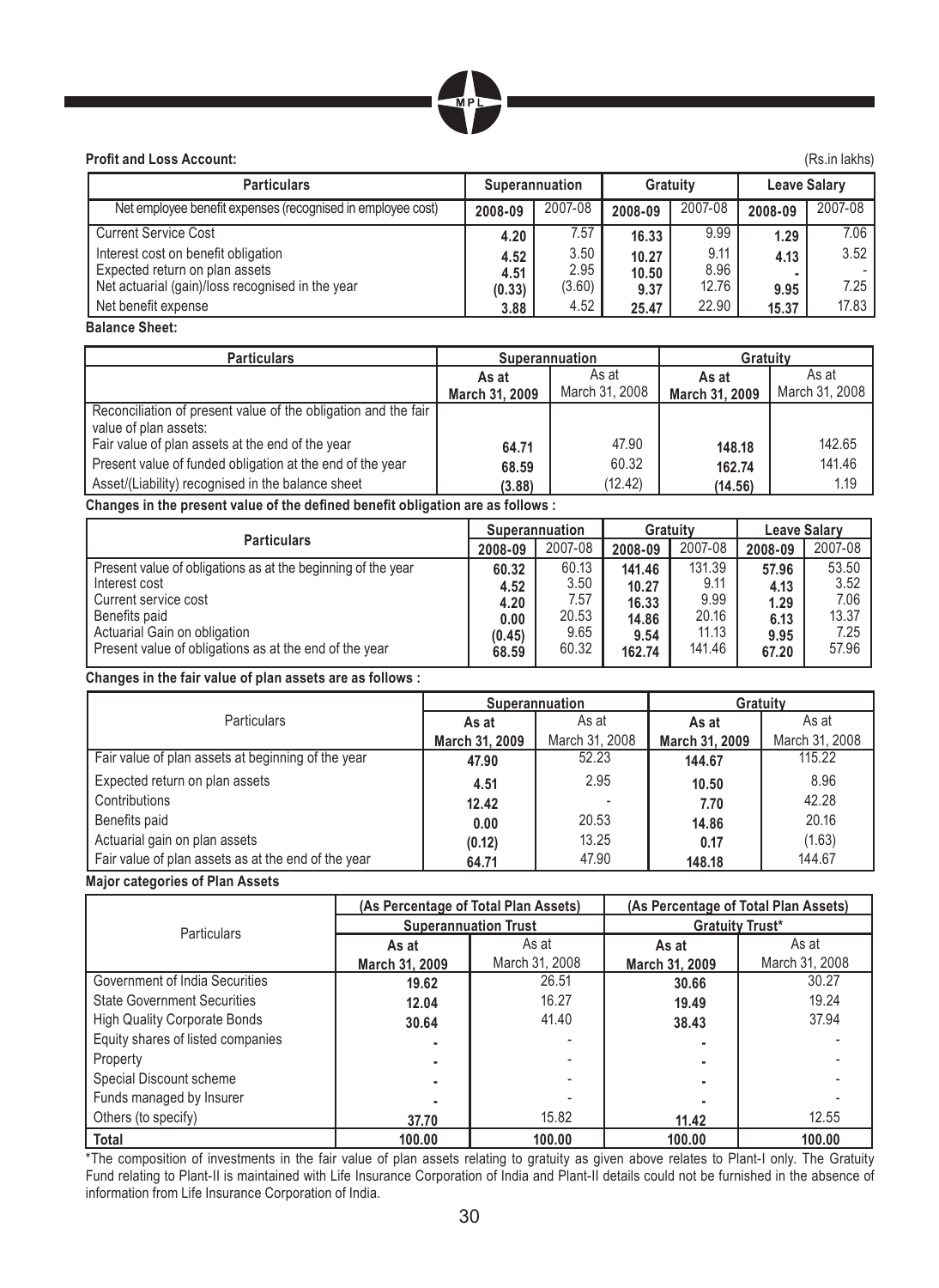**Profit and Loss Account:** (Rs.in lakhs)

| Particulars | Superannuation | | Gratuity | | Leave Salary | |
|---|---|---|---|---|---|---|
| Net employee benefit expenses (recognised in employee cost) | **2008-09** | 2007-08 | **2008-09** | 2007-08 | **2008-09** | 2007-08 |
| Current Service Cost | **4.20** | 7.57 | **16.33** | 9.99 | **1.29** | 7.06 |
| Interest cost on benefit obligation | **4.52** | 3.50 | **10.27** | 9.11 | **4.13** | 3.52 |
| Expected return on plan assets | **4.51** | 2.95 | **10.50** | 8.96 | **-** | - |
| Net actuarial (gain)/loss recognised in the year | **(0.33)** | (3.60) | **9.37** | 12.76 | **9.95** | 7.25 |
| Net benefit expense | **3.88** | 4.52 | **25.47** | 22.90 | **15.37** | 17.83 |

**Balance Sheet:**

| Particulars | Superannuation | | Gratuity | |
|---|---|---|---|---|
| | **As at March 31, 2009** | As at March 31, 2008 | **As at March 31, 2009** | As at March 31, 2008 |
| Reconciliation of present value of the obligation and the fair value of plan assets: | | | | |
| Fair value of plan assets at the end of the year | **64.71** | 47.90 | **148.18** | 142.65 |
| Present value of funded obligation at the end of the year | **68.59** | 60.32 | **162.74** | 141.46 |
| Asset/(Liability) recognised in the balance sheet | **(3.88)** | (12.42) | **(14.56)** | 1.19 |

**Changes in the present value of the defined benefit obligation are as follows :**

| Particulars | Superannuation | | Gratuity | | Leave Salary | |
|---|---|---|---|---|---|---|
| | **2008-09** | 2007-08 | **2008-09** | 2007-08 | **2008-09** | 2007-08 |
| Present value of obligations as at the beginning of the year | **60.32** | 60.13 | **141.46** | 131.39 | **57.96** | 53.50 |
| Interest cost | **4.52** | 3.50 | **10.27** | 9.11 | **4.13** | 3.52 |
| Current service cost | **4.20** | 7.57 | **16.33** | 9.99 | **1.29** | 7.06 |
| Benefits paid | **0.00** | 20.53 | **14.86** | 20.16 | **6.13** | 13.37 |
| Actuarial Gain on obligation | **(0.45)** | 9.65 | **9.54** | 11.13 | **9.95** | 7.25 |
| Present value of obligations as at the end of the year | **68.59** | 60.32 | **162.74** | 141.46 | **67.20** | 57.96 |

**Changes in the fair value of plan assets are as follows :**

| Particulars | Superannuation | | Gratuity | |
|---|---|---|---|---|
| | **As at March 31, 2009** | As at March 31, 2008 | **As at March 31, 2009** | As at March 31, 2008 |
| Fair value of plan assets at beginning of the year | **47.90** | 52.23 | **144.67** | 115.22 |
| Expected return on plan assets | **4.51** | 2.95 | **10.50** | 8.96 |
| Contributions | **12.42** | - | **7.70** | 42.28 |
| Benefits paid | **0.00** | 20.53 | **14.86** | 20.16 |
| Actuarial gain on plan assets | **(0.12)** | 13.25 | **0.17** | (1.63) |
| Fair value of plan assets as at the end of the year | **64.71** | 47.90 | **148.18** | 144.67 |

**Major categories of Plan Assets**

| Particulars | (As Percentage of Total Plan Assets) Superannuation Trust | | (As Percentage of Total Plan Assets) Gratuity Trust* | |
|---|---|---|---|---|
| | **As at March 31, 2009** | As at March 31, 2008 | **As at March 31, 2009** | As at March 31, 2008 |
| Government of India Securities | **19.62** | 26.51 | **30.66** | 30.27 |
| State Government Securities | **12.04** | 16.27 | **19.49** | 19.24 |
| High Quality Corporate Bonds | **30.64** | 41.40 | **38.43** | 37.94 |
| Equity shares of listed companies | **-** | - | **-** | - |
| Property | **-** | - | **-** | - |
| Special Discount scheme | **-** | - | **-** | - |
| Funds managed by Insurer | **-** | - | **-** | - |
| Others (to specify) | **37.70** | 15.82 | **11.42** | 12.55 |
| **Total** | **100.00** | **100.00** | **100.00** | **100.00** |

*The composition of investments in the fair value of plan assets relating to gratuity as given above relates to Plant-I only. The Gratuity Fund relating to Plant-II is maintained with Life Insurance Corporation of India and Plant-II details could not be furnished in the absence of information from Life Insurance Corporation of India.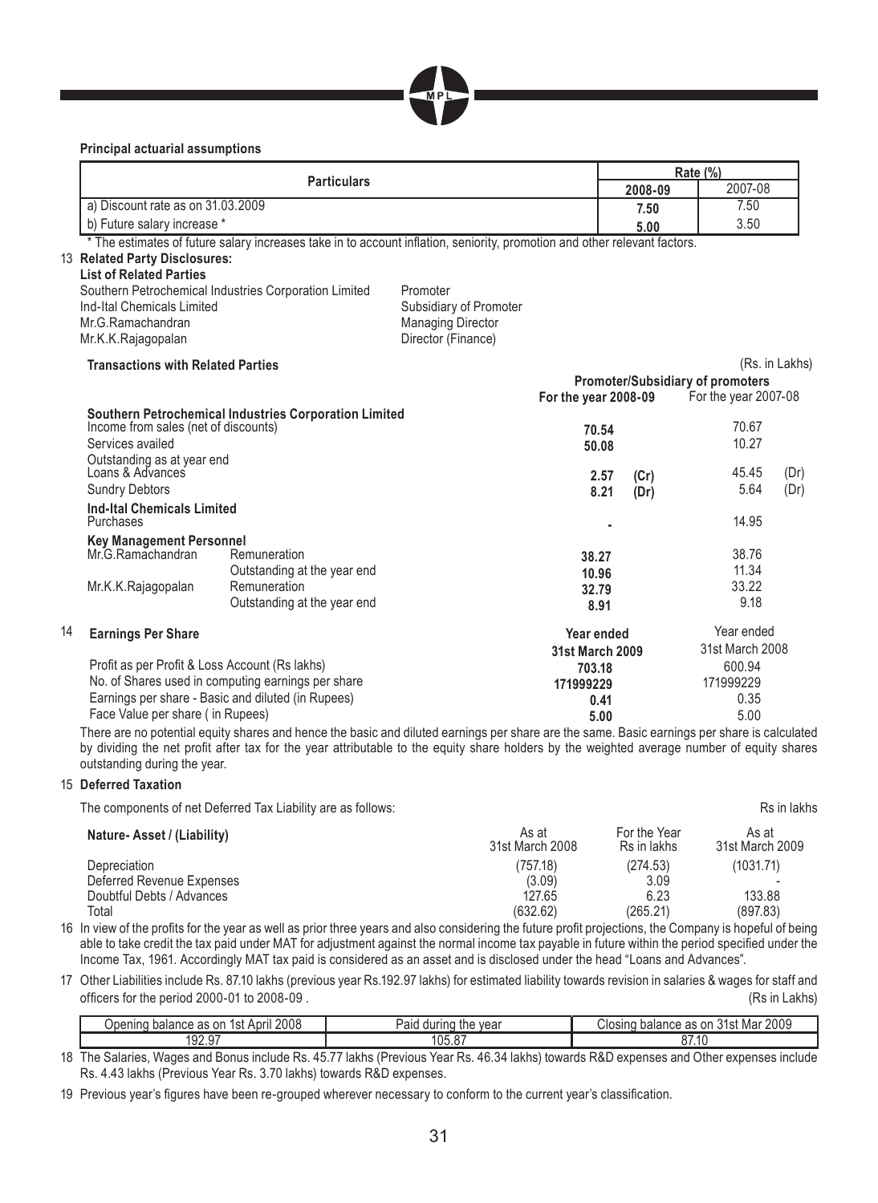**Principal actuarial assumptions**

| Particulars | Rate (%) | |
|---|---|---|
| | **2008-09** | 2007-08 |
| a) Discount rate as on 31.03.2009 | **7.50** | 7.50 |
| b) Future salary increase * | **5.00** | 3.50 |

\* The estimates of future salary increases take in to account inflation, seniority, promotion and other relevant factors.

13 **Related Party Disclosures:**

**List of Related Parties**

| | |
|---|---|
| Southern Petrochemical Industries Corporation Limited | Promoter |
| Ind-Ital Chemicals Limited | Subsidiary of Promoter |
| Mr.G.Ramachandran | Managing Director |
| Mr.K.K.Rajagopalan | Director (Finance) |

**Transactions with Related Parties**

(Rs. in Lakhs)

| | | Promoter/Subsidiary of promoters | | | |
|---|---|---|---|---|---|
| | | **For the year 2008-09** | | For the year 2007-08 | |
| **Southern Petrochemical Industries Corporation Limited** | | | | | |
| Income from sales (net of discounts) | | **70.54** | | 70.67 | |
| Services availed | | **50.08** | | 10.27 | |
| Outstanding as at year end | | | | | |
| Loans & Advances | | **2.57** | **(Cr)** | 45.45 | (Dr) |
| Sundry Debtors | | **8.21** | **(Dr)** | 5.64 | (Dr) |
| **Ind-Ital Chemicals Limited** | | | | | |
| Purchases | | **-** | | 14.95 | |
| **Key Management Personnel** | | | | | |
| Mr.G.Ramachandran | Remuneration | **38.27** | | 38.76 | |
| | Outstanding at the year end | **10.96** | | 11.34 | |
| Mr.K.K.Rajagopalan | Remuneration | **32.79** | | 33.22 | |
| | Outstanding at the year end | **8.91** | | 9.18 | |

14 **Earnings Per Share**

| | **Year ended 31st March 2009** | Year ended 31st March 2008 |
|---|---|---|
| Profit as per Profit & Loss Account (Rs lakhs) | **703.18** | 600.94 |
| No. of Shares used in computing earnings per share | **171999229** | 171999229 |
| Earnings per share - Basic and diluted (in Rupees) | **0.41** | 0.35 |
| Face Value per share ( in Rupees) | **5.00** | 5.00 |

There are no potential equity shares and hence the basic and diluted earnings per share are the same. Basic earnings per share is calculated by dividing the net profit after tax for the year attributable to the equity share holders by the weighted average number of equity shares outstanding during the year.

15 **Deferred Taxation**

The components of net Deferred Tax Liability are as follows: Rs in lakhs

| Nature- Asset / (Liability) | As at 31st March 2008 | For the Year Rs in lakhs | As at 31st March 2009 |
|---|---|---|---|
| Depreciation | (757.18) | (274.53) | (1031.71) |
| Deferred Revenue Expenses | (3.09) | 3.09 | - |
| Doubtful Debts / Advances | 127.65 | 6.23 | 133.88 |
| Total | (632.62) | (265.21) | (897.83) |

16 In view of the profits for the year as well as prior three years and also considering the future profit projections, the Company is hopeful of being able to take credit the tax paid under MAT for adjustment against the normal income tax payable in future within the period specified under the Income Tax, 1961. Accordingly MAT tax paid is considered as an asset and is disclosed under the head "Loans and Advances".

17 Other Liabilities include Rs. 87.10 lakhs (previous year Rs.192.97 lakhs) for estimated liability towards revision in salaries & wages for staff and officers for the period 2000-01 to 2008-09 . (Rs in Lakhs)

| Opening balance as on 1st April 2008 | Paid during the year | Closing balance as on 31st Mar 2009 |
|---|---|---|
| 192.97 | 105.87 | 87.10 |

18 The Salaries, Wages and Bonus include Rs. 45.77 lakhs (Previous Year Rs. 46.34 lakhs) towards R&D expenses and Other expenses include Rs. 4.43 lakhs (Previous Year Rs. 3.70 lakhs) towards R&D expenses.

19 Previous year's figures have been re-grouped wherever necessary to conform to the current year's classification.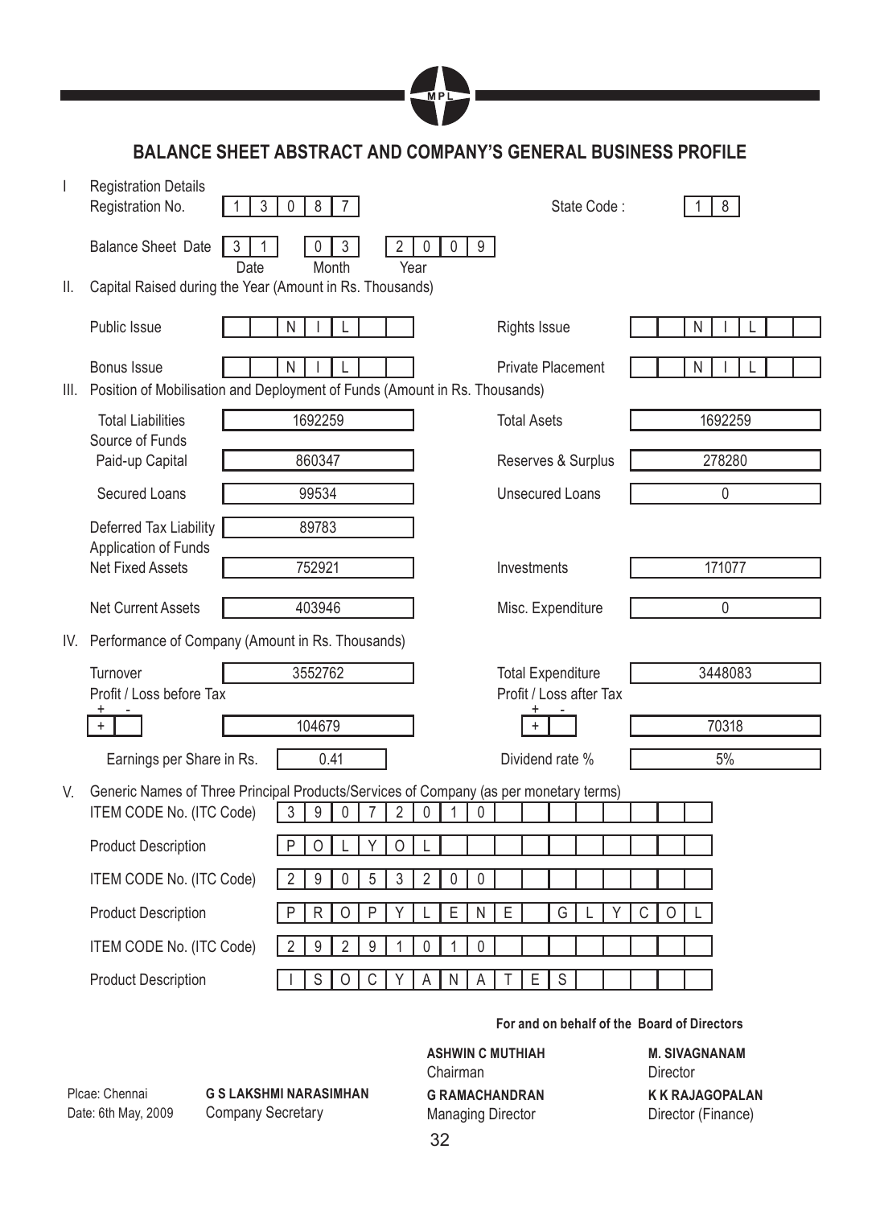## BALANCE SHEET ABSTRACT AND COMPANY'S GENERAL BUSINESS PROFILE

**I Registration Details**

| | | | |
|---|---|---|---|
| Registration No. | 13087 | State Code : | 18 |
| Balance Sheet Date | 31 (Date) 03 (Month) 2009 (Year) | | |

**II. Capital Raised during the Year (Amount in Rs. Thousands)**

| | | | |
|---|---|---|---|
| Public Issue | NIL | Rights Issue | NIL |
| Bonus Issue | NIL | Private Placement | NIL |

**III. Position of Mobilisation and Deployment of Funds (Amount in Rs. Thousands)**

| | | | |
|---|---|---|---|
| Total Liabilities | 1692259 | Total Asets | 1692259 |
| **Source of Funds** | | | |
| Paid-up Capital | 860347 | Reserves & Surplus | 278280 |
| Secured Loans | 99534 | Unsecured Loans | 0 |
| Deferred Tax Liability | 89783 | | |
| **Application of Funds** | | | |
| Net Fixed Assets | 752921 | Investments | 171077 |
| Net Current Assets | 403946 | Misc. Expenditure | 0 |

**IV. Performance of Company (Amount in Rs. Thousands)**

| | | | |
|---|---|---|---|
| Turnover | 3552762 | Total Expenditure | 3448083 |
| Profit / Loss before Tax (+ / -) | + 104679 | Profit / Loss after Tax (+ / -) | + 70318 |
| Earnings per Share in Rs. | 0.41 | Dividend rate % | 5% |

**V. Generic Names of Three Principal Products/Services of Company (as per monetary terms)**

| | |
|---|---|
| ITEM CODE No. (ITC Code) | 39072010 |
| Product Description | POLYOL |
| ITEM CODE No. (ITC Code) | 29053200 |
| Product Description | PROPYLENE GLYCOL |
| ITEM CODE No. (ITC Code) | 29291010 |
| Product Description | ISOCYANATES |

**For and on behalf of the Board of Directors**

**ASHWIN C MUTHIAH**
Chairman

**M. SIVAGNANAM**
Director

Plcae: Chennai
Date: 6th May, 2009

**G S LAKSHMI NARASIMHAN**
Company Secretary

**G RAMACHANDRAN**
Managing Director

**K K RAJAGOPALAN**
Director (Finance)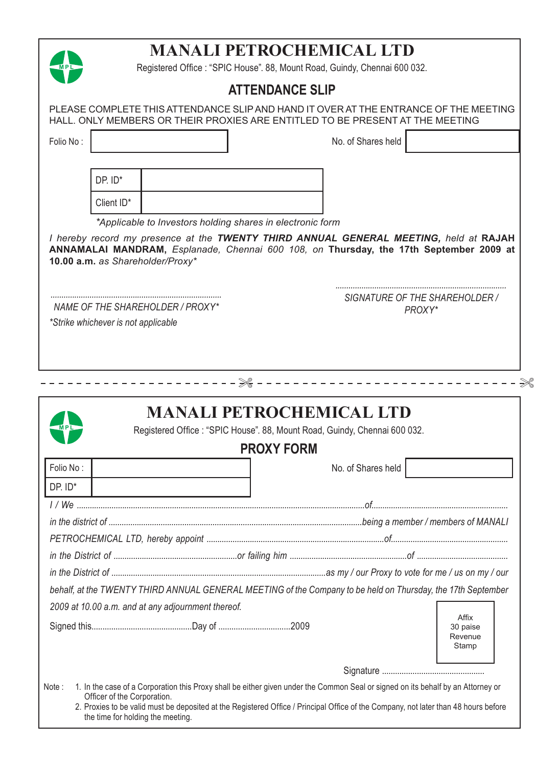# MANALI PETROCHEMICAL LTD

Registered Office : "SPIC House". 88, Mount Road, Guindy, Chennai 600 032.

## ATTENDANCE SLIP

PLEASE COMPLETE THIS ATTENDANCE SLIP AND HAND IT OVER AT THE ENTRANCE OF THE MEETING HALL. ONLY MEMBERS OR THEIR PROXIES ARE ENTITLED TO BE PRESENT AT THE MEETING

| Folio No : | | No. of Shares held | |
|---|---|---|---|

| DP. ID* | |
|---|---|
| Client ID* | |

*\*Applicable to Investors holding shares in electronic form*

*I hereby record my presence at the* ***TWENTY THIRD ANNUAL GENERAL MEETING,*** *held at* **RAJAH ANNAMALAI MANDRAM,** *Esplanade, Chennai 600 108, on* **Thursday, the 17th September 2009 at 10.00 a.m.** *as Shareholder/Proxy\**

..............................................................................
NAME OF THE SHAREHOLDER / PROXY*

..............................................................................
SIGNATURE OF THE SHAREHOLDER / PROXY*

*Strike whichever is not applicable

---

# MANALI PETROCHEMICAL LTD

Registered Office : "SPIC House". 88, Mount Road, Guindy, Chennai 600 032.

## PROXY FORM

| Folio No : | | No. of Shares held | |
|---|---|---|---|
| DP. ID* | | | |

*I / We ..................................................................................................................................of..............................................................*
*in the district of ..................................................................................................................being a member / members of MANALI PETROCHEMICAL LTD, hereby appoint ..................................................................................of.....................................................*
*in the District of .........................................................or failing him ......................................................of ..........................................*
*in the District of ..................................................................................................as my / our Proxy to vote for me / us on my / our behalf, at the TWENTY THIRD ANNUAL GENERAL MEETING of the Company to be held on Thursday, the 17th September 2009 at 10.00 a.m. and at any adjournment thereof.*

Signed this.............................................Day of ................................2009

Affix 30 paise Revenue Stamp

Signature ...............................................

Note :

1. In the case of a Corporation this Proxy shall be either given under the Common Seal or signed on its behalf by an Attorney or Officer of the Corporation.
2. Proxies to be valid must be deposited at the Registered Office / Principal Office of the Company, not later than 48 hours before the time for holding the meeting.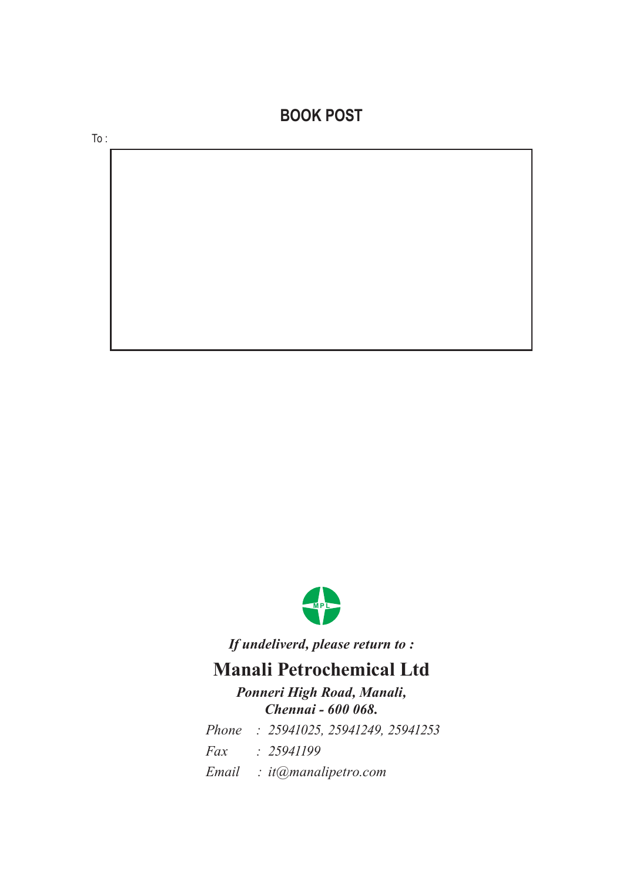**BOOK POST**

To :

*If undeliverd, please return to :*

**Manali Petrochemical Ltd**

***Ponneri High Road, Manali,***
***Chennai - 600 068.***

*Phone : 25941025, 25941249, 25941253*

*Fax : 25941199*

*Email : it@manalipetro.com*